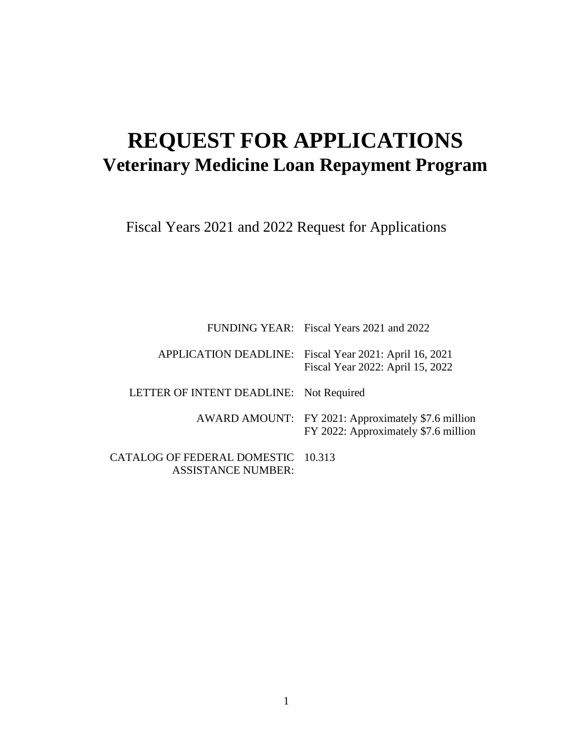# REQUEST FOR APPLICATIONS

## Veterinary Medicine Loan Repayment Program

Fiscal Years 2021 and 2022 Request for Applications

| | |
|---|---|
| FUNDING YEAR: | Fiscal Years 2021 and 2022 |
| APPLICATION DEADLINE: | Fiscal Year 2021: April 16, 2021<br>Fiscal Year 2022: April 15, 2022 |
| LETTER OF INTENT DEADLINE: | Not Required |
| AWARD AMOUNT: | FY 2021: Approximately $7.6 million<br>FY 2022: Approximately $7.6 million |
| CATALOG OF FEDERAL DOMESTIC ASSISTANCE NUMBER: | 10.313 |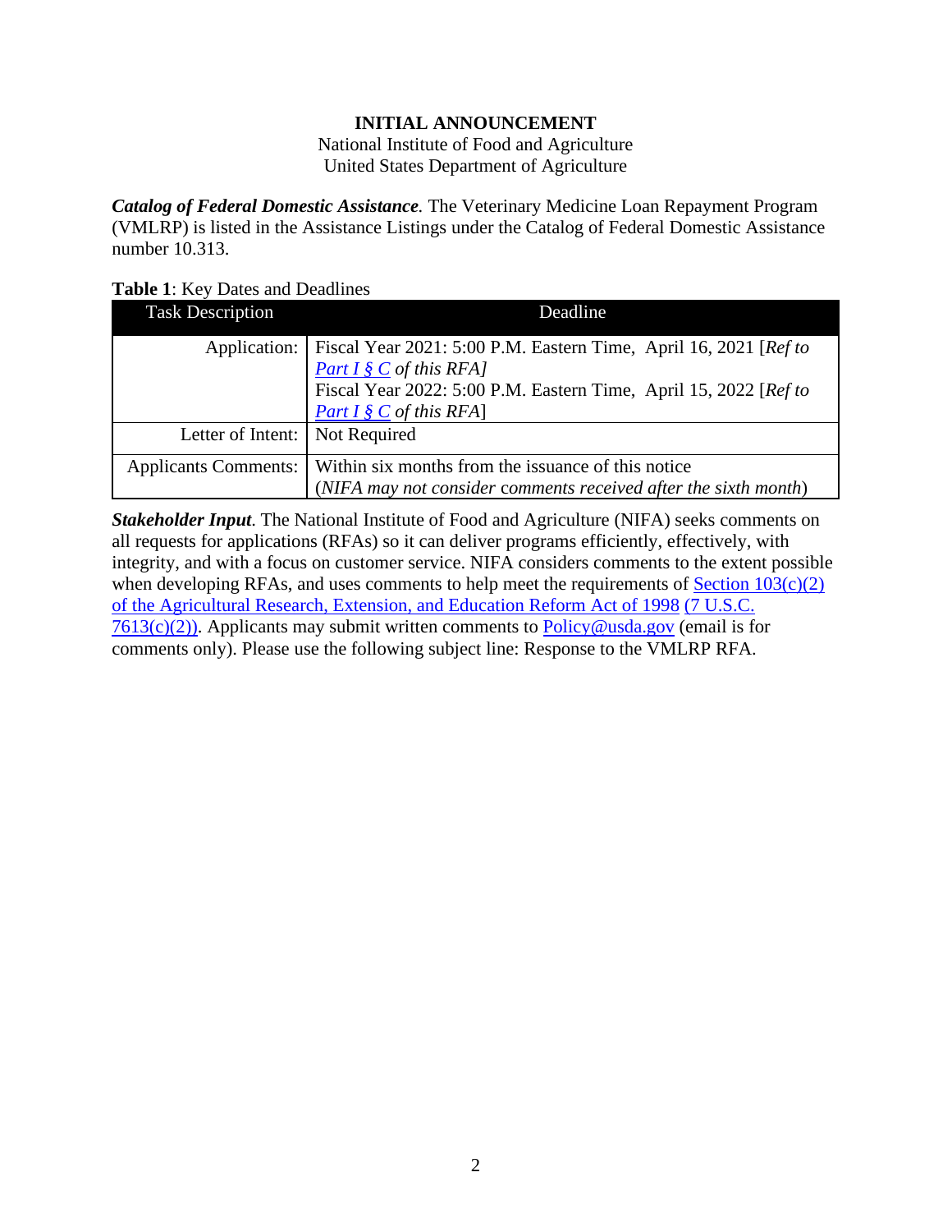**INITIAL ANNOUNCEMENT**

National Institute of Food and Agriculture
United States Department of Agriculture

***Catalog of Federal Domestic Assistance.*** The Veterinary Medicine Loan Repayment Program (VMLRP) is listed in the Assistance Listings under the Catalog of Federal Domestic Assistance number 10.313.

**Table 1**: Key Dates and Deadlines

| Task Description | Deadline |
|---|---|
| Application: | Fiscal Year 2021: 5:00 P.M. Eastern Time, April 16, 2021 [*Ref to Part I § C of this RFA]*<br>Fiscal Year 2022: 5:00 P.M. Eastern Time, April 15, 2022 [*Ref to Part I § C of this RFA*] |
| Letter of Intent: | Not Required |
| Applicants Comments: | Within six months from the issuance of this notice<br>(*NIFA may not consider comments received after the sixth month*) |

***Stakeholder Input***. The National Institute of Food and Agriculture (NIFA) seeks comments on all requests for applications (RFAs) so it can deliver programs efficiently, effectively, with integrity, and with a focus on customer service. NIFA considers comments to the extent possible when developing RFAs, and uses comments to help meet the requirements of Section 103(c)(2) of the Agricultural Research, Extension, and Education Reform Act of 1998 (7 U.S.C. 7613(c)(2)). Applicants may submit written comments to Policy@usda.gov (email is for comments only). Please use the following subject line: Response to the VMLRP RFA.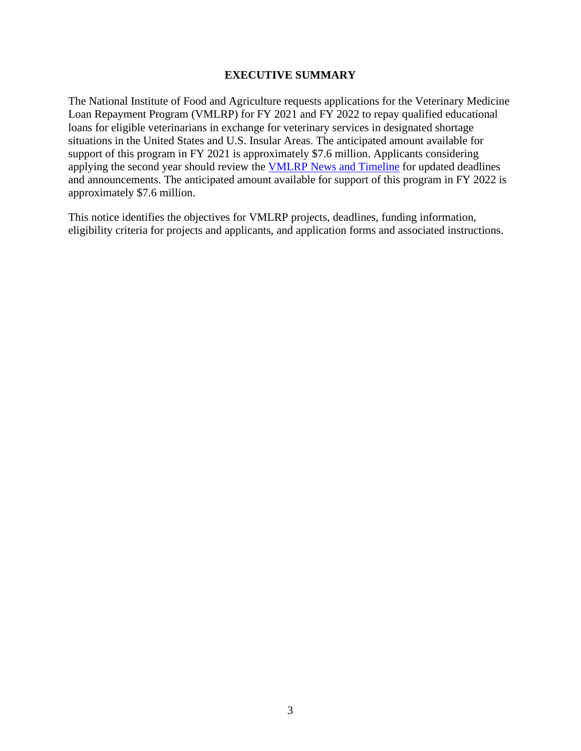# EXECUTIVE SUMMARY

The National Institute of Food and Agriculture requests applications for the Veterinary Medicine Loan Repayment Program (VMLRP) for FY 2021 and FY 2022 to repay qualified educational loans for eligible veterinarians in exchange for veterinary services in designated shortage situations in the United States and U.S. Insular Areas. The anticipated amount available for support of this program in FY 2021 is approximately $7.6 million. Applicants considering applying the second year should review the [VMLRP News and Timeline](#) for updated deadlines and announcements. The anticipated amount available for support of this program in FY 2022 is approximately $7.6 million.

This notice identifies the objectives for VMLRP projects, deadlines, funding information, eligibility criteria for projects and applicants, and application forms and associated instructions.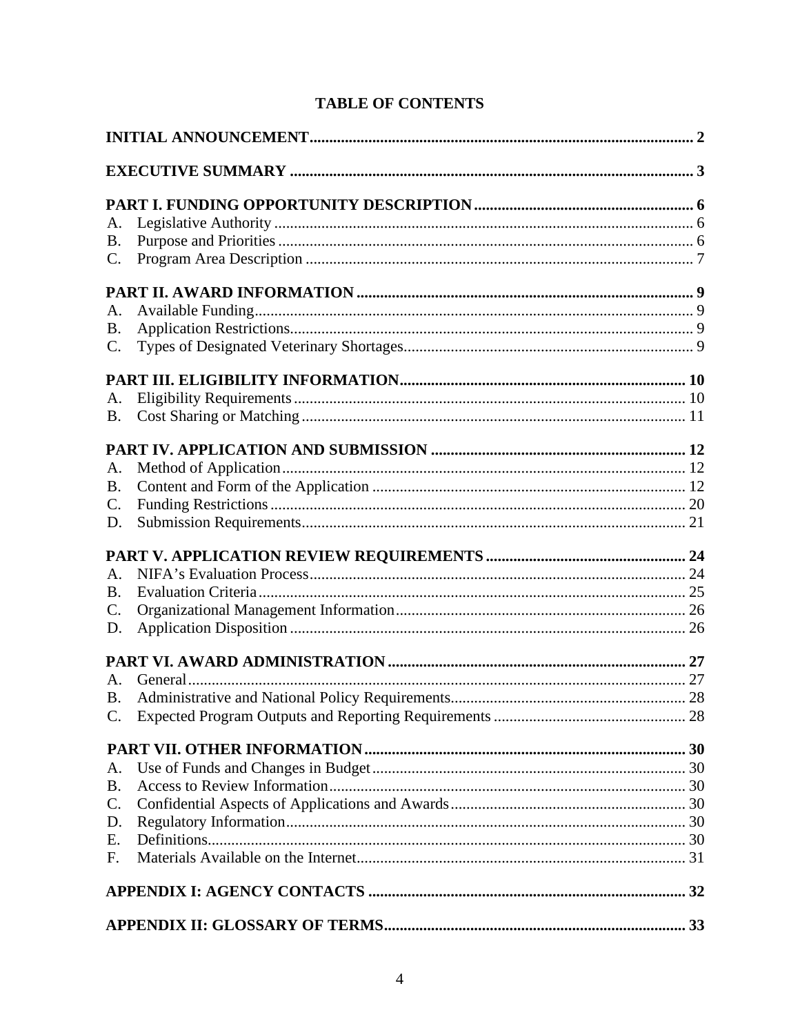# TABLE OF CONTENTS

**INITIAL ANNOUNCEMENT** ... 2

**EXECUTIVE SUMMARY** ... 3

**PART I. FUNDING OPPORTUNITY DESCRIPTION** ... 6

A. Legislative Authority ... 6
B. Purpose and Priorities ... 6
C. Program Area Description ... 7

**PART II. AWARD INFORMATION** ... 9

A. Available Funding ... 9
B. Application Restrictions ... 9
C. Types of Designated Veterinary Shortages ... 9

**PART III. ELIGIBILITY INFORMATION** ... 10

A. Eligibility Requirements ... 10
B. Cost Sharing or Matching ... 11

**PART IV. APPLICATION AND SUBMISSION** ... 12

A. Method of Application ... 12
B. Content and Form of the Application ... 12
C. Funding Restrictions ... 20
D. Submission Requirements ... 21

**PART V. APPLICATION REVIEW REQUIREMENTS** ... 24

A. NIFA's Evaluation Process ... 24
B. Evaluation Criteria ... 25
C. Organizational Management Information ... 26
D. Application Disposition ... 26

**PART VI. AWARD ADMINISTRATION** ... 27

A. General ... 27
B. Administrative and National Policy Requirements ... 28
C. Expected Program Outputs and Reporting Requirements ... 28

**PART VII. OTHER INFORMATION** ... 30

A. Use of Funds and Changes in Budget ... 30
B. Access to Review Information ... 30
C. Confidential Aspects of Applications and Awards ... 30
D. Regulatory Information ... 30
E. Definitions ... 30
F. Materials Available on the Internet ... 31

**APPENDIX I: AGENCY CONTACTS** ... 32

**APPENDIX II: GLOSSARY OF TERMS** ... 33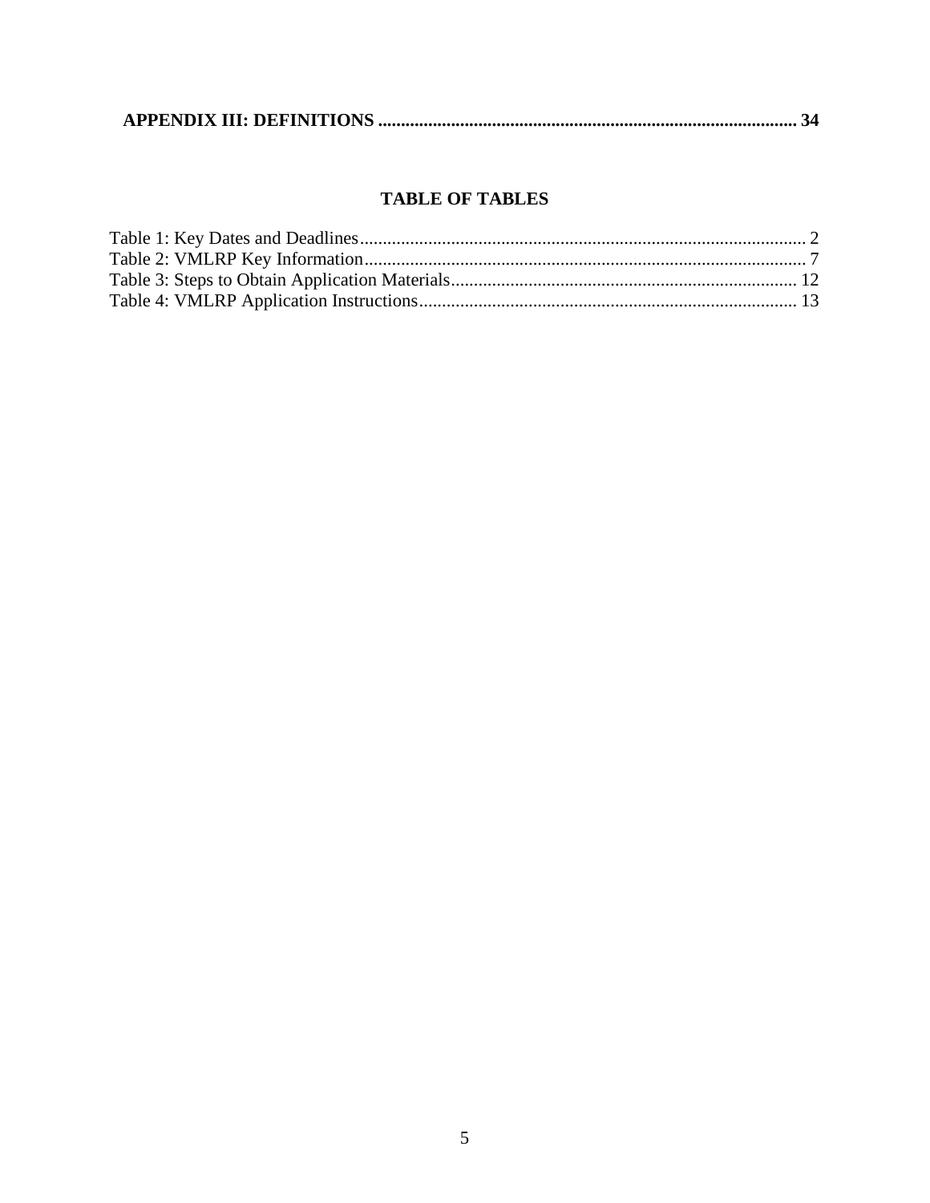**APPENDIX III: DEFINITIONS** .......... **34**

## TABLE OF TABLES

Table 1: Key Dates and Deadlines .......... 2
Table 2: VMLRP Key Information .......... 7
Table 3: Steps to Obtain Application Materials .......... 12
Table 4: VMLRP Application Instructions .......... 13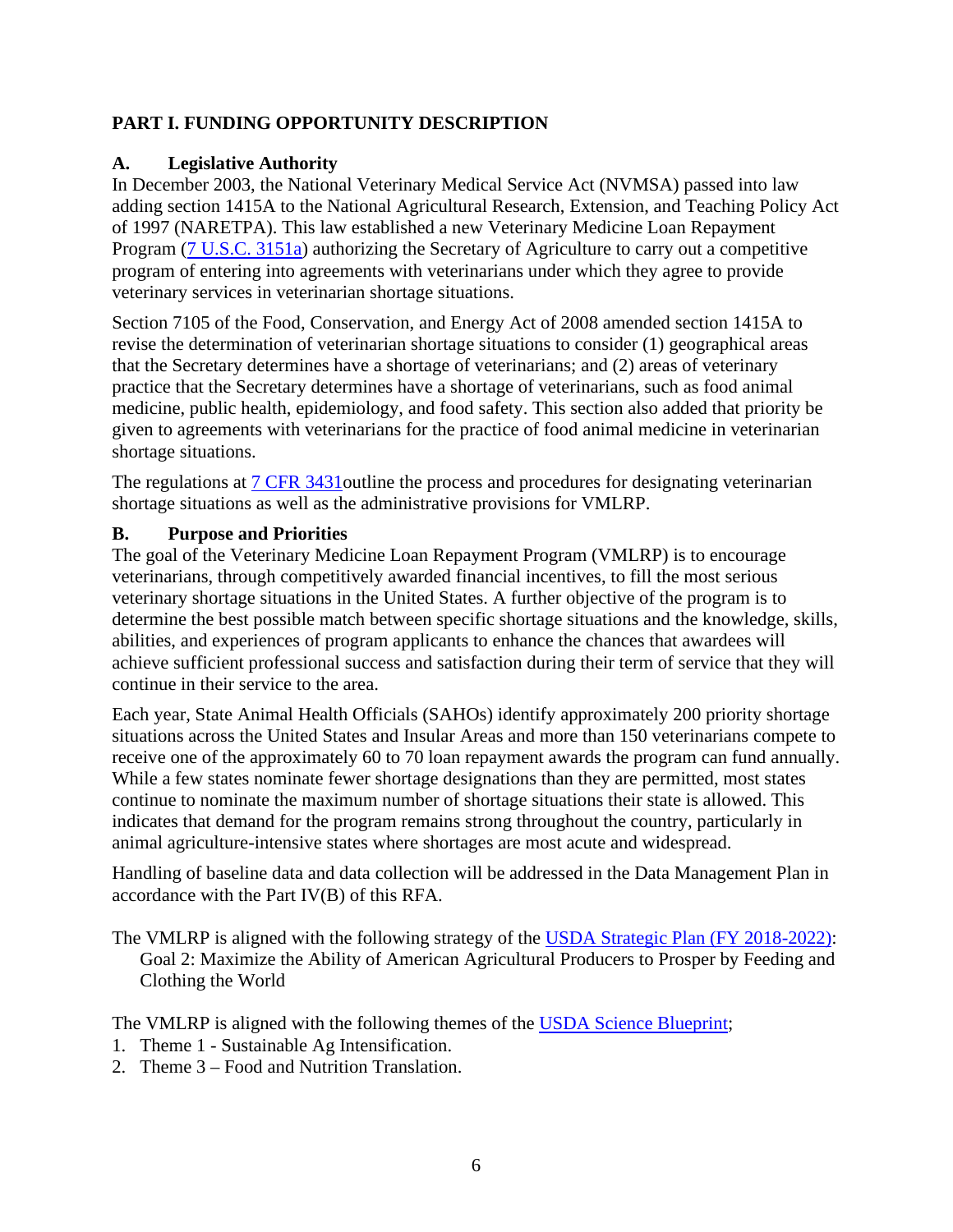## PART I. FUNDING OPPORTUNITY DESCRIPTION

### A. Legislative Authority

In December 2003, the National Veterinary Medical Service Act (NVMSA) passed into law adding section 1415A to the National Agricultural Research, Extension, and Teaching Policy Act of 1997 (NARETPA). This law established a new Veterinary Medicine Loan Repayment Program ([7 U.S.C. 3151a](7 U.S.C. 3151a)) authorizing the Secretary of Agriculture to carry out a competitive program of entering into agreements with veterinarians under which they agree to provide veterinary services in veterinarian shortage situations.

Section 7105 of the Food, Conservation, and Energy Act of 2008 amended section 1415A to revise the determination of veterinarian shortage situations to consider (1) geographical areas that the Secretary determines have a shortage of veterinarians; and (2) areas of veterinary practice that the Secretary determines have a shortage of veterinarians, such as food animal medicine, public health, epidemiology, and food safety. This section also added that priority be given to agreements with veterinarians for the practice of food animal medicine in veterinarian shortage situations.

The regulations at 7 CFR 3431outline the process and procedures for designating veterinarian shortage situations as well as the administrative provisions for VMLRP.

### B. Purpose and Priorities

The goal of the Veterinary Medicine Loan Repayment Program (VMLRP) is to encourage veterinarians, through competitively awarded financial incentives, to fill the most serious veterinary shortage situations in the United States. A further objective of the program is to determine the best possible match between specific shortage situations and the knowledge, skills, abilities, and experiences of program applicants to enhance the chances that awardees will achieve sufficient professional success and satisfaction during their term of service that they will continue in their service to the area.

Each year, State Animal Health Officials (SAHOs) identify approximately 200 priority shortage situations across the United States and Insular Areas and more than 150 veterinarians compete to receive one of the approximately 60 to 70 loan repayment awards the program can fund annually. While a few states nominate fewer shortage designations than they are permitted, most states continue to nominate the maximum number of shortage situations their state is allowed. This indicates that demand for the program remains strong throughout the country, particularly in animal agriculture-intensive states where shortages are most acute and widespread.

Handling of baseline data and data collection will be addressed in the Data Management Plan in accordance with the Part IV(B) of this RFA.

The VMLRP is aligned with the following strategy of the USDA Strategic Plan (FY 2018-2022):
Goal 2: Maximize the Ability of American Agricultural Producers to Prosper by Feeding and Clothing the World

The VMLRP is aligned with the following themes of the USDA Science Blueprint;

1. Theme 1 - Sustainable Ag Intensification.
2. Theme 3 – Food and Nutrition Translation.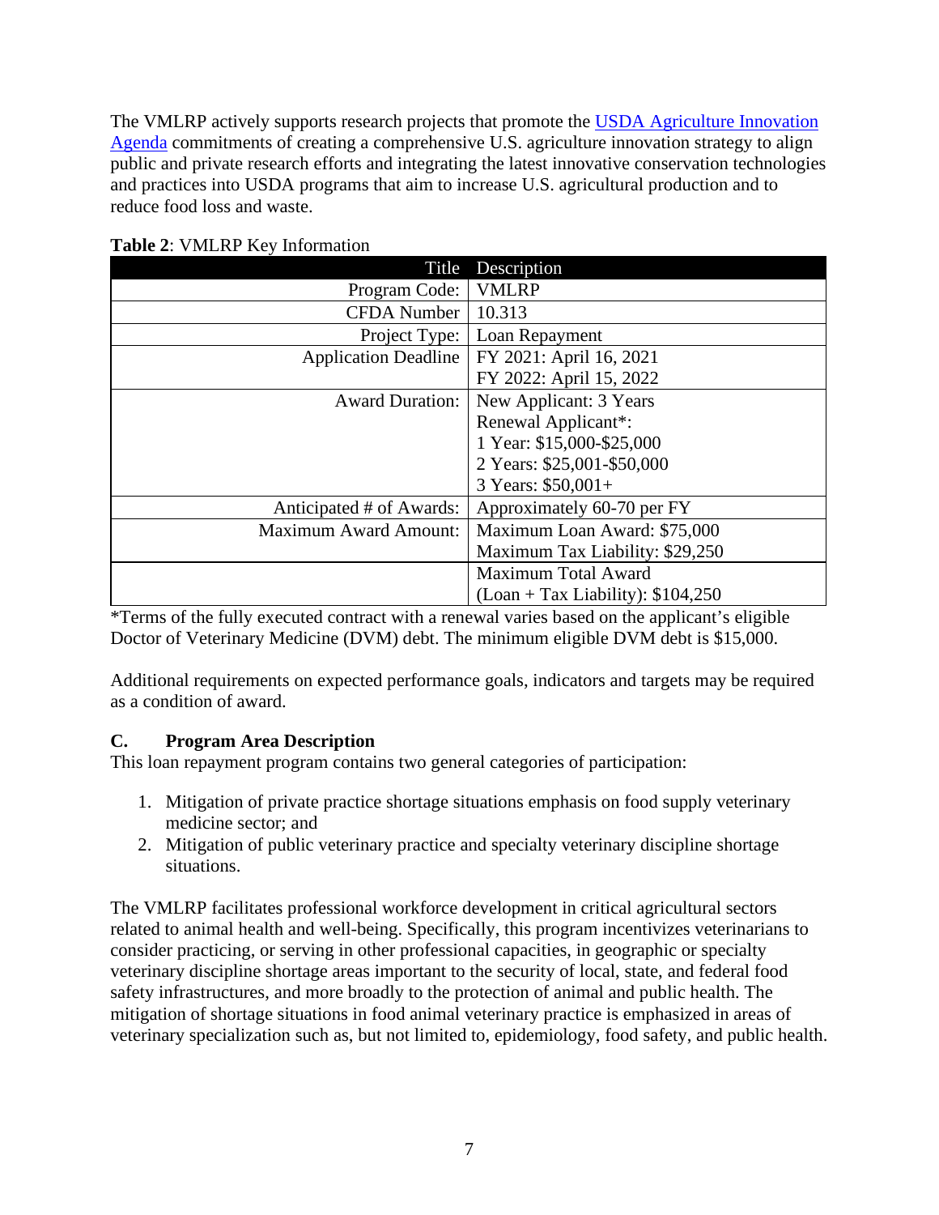The VMLRP actively supports research projects that promote the [USDA Agriculture Innovation Agenda] commitments of creating a comprehensive U.S. agriculture innovation strategy to align public and private research efforts and integrating the latest innovative conservation technologies and practices into USDA programs that aim to increase U.S. agricultural production and to reduce food loss and waste.

**Table 2**: VMLRP Key Information

| Title | Description |
|---|---|
| Program Code: | VMLRP |
| CFDA Number | 10.313 |
| Project Type: | Loan Repayment |
| Application Deadline | FY 2021: April 16, 2021<br>FY 2022: April 15, 2022 |
| Award Duration: | New Applicant: 3 Years<br>Renewal Applicant*:<br>1 Year: $15,000-$25,000<br>2 Years: $25,001-$50,000<br>3 Years: $50,001+ |
| Anticipated # of Awards: | Approximately 60-70 per FY |
| Maximum Award Amount: | Maximum Loan Award: $75,000<br>Maximum Tax Liability: $29,250 |
| | Maximum Total Award<br>(Loan + Tax Liability): $104,250 |

*Terms of the fully executed contract with a renewal varies based on the applicant's eligible Doctor of Veterinary Medicine (DVM) debt. The minimum eligible DVM debt is $15,000.

Additional requirements on expected performance goals, indicators and targets may be required as a condition of award.

### C. Program Area Description

This loan repayment program contains two general categories of participation:

1. Mitigation of private practice shortage situations emphasis on food supply veterinary medicine sector; and
2. Mitigation of public veterinary practice and specialty veterinary discipline shortage situations.

The VMLRP facilitates professional workforce development in critical agricultural sectors related to animal health and well-being. Specifically, this program incentivizes veterinarians to consider practicing, or serving in other professional capacities, in geographic or specialty veterinary discipline shortage areas important to the security of local, state, and federal food safety infrastructures, and more broadly to the protection of animal and public health. The mitigation of shortage situations in food animal veterinary practice is emphasized in areas of veterinary specialization such as, but not limited to, epidemiology, food safety, and public health.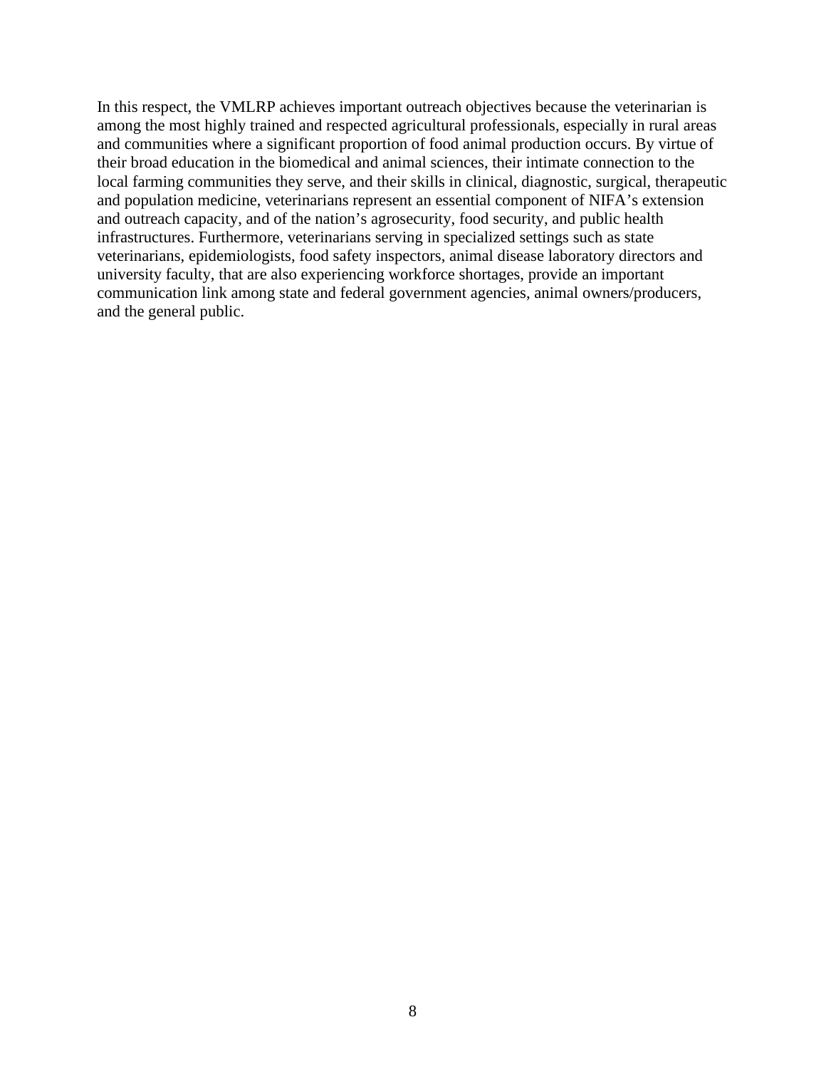In this respect, the VMLRP achieves important outreach objectives because the veterinarian is among the most highly trained and respected agricultural professionals, especially in rural areas and communities where a significant proportion of food animal production occurs. By virtue of their broad education in the biomedical and animal sciences, their intimate connection to the local farming communities they serve, and their skills in clinical, diagnostic, surgical, therapeutic and population medicine, veterinarians represent an essential component of NIFA's extension and outreach capacity, and of the nation's agrosecurity, food security, and public health infrastructures. Furthermore, veterinarians serving in specialized settings such as state veterinarians, epidemiologists, food safety inspectors, animal disease laboratory directors and university faculty, that are also experiencing workforce shortages, provide an important communication link among state and federal government agencies, animal owners/producers, and the general public.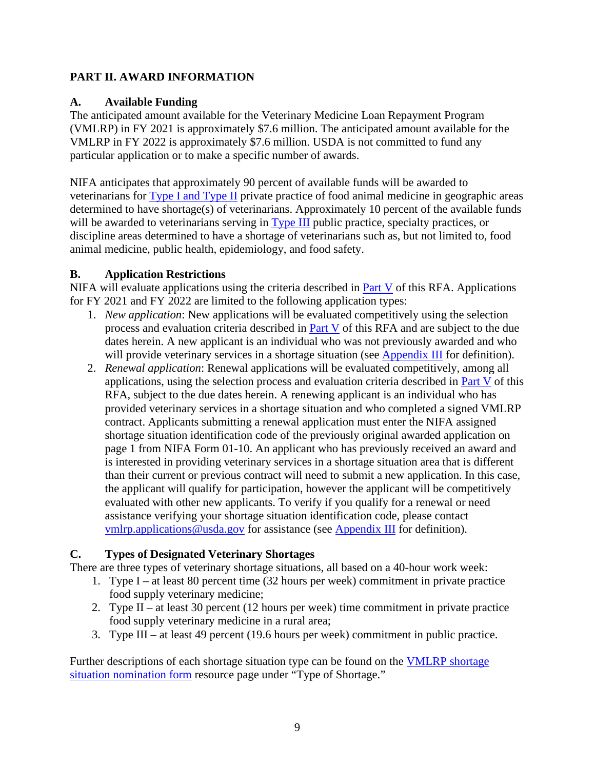## PART II. AWARD INFORMATION

### A. Available Funding

The anticipated amount available for the Veterinary Medicine Loan Repayment Program (VMLRP) in FY 2021 is approximately $7.6 million. The anticipated amount available for the VMLRP in FY 2022 is approximately $7.6 million. USDA is not committed to fund any particular application or to make a specific number of awards.

NIFA anticipates that approximately 90 percent of available funds will be awarded to veterinarians for [Type I and Type II] private practice of food animal medicine in geographic areas determined to have shortage(s) of veterinarians. Approximately 10 percent of the available funds will be awarded to veterinarians serving in [Type III] public practice, specialty practices, or discipline areas determined to have a shortage of veterinarians such as, but not limited to, food animal medicine, public health, epidemiology, and food safety.

### B. Application Restrictions

NIFA will evaluate applications using the criteria described in Part V of this RFA. Applications for FY 2021 and FY 2022 are limited to the following application types:

1. *New application*: New applications will be evaluated competitively using the selection process and evaluation criteria described in Part V of this RFA and are subject to the due dates herein. A new applicant is an individual who was not previously awarded and who will provide veterinary services in a shortage situation (see Appendix III for definition).
2. *Renewal application*: Renewal applications will be evaluated competitively, among all applications, using the selection process and evaluation criteria described in Part V of this RFA, subject to the due dates herein. A renewing applicant is an individual who has provided veterinary services in a shortage situation and who completed a signed VMLRP contract. Applicants submitting a renewal application must enter the NIFA assigned shortage situation identification code of the previously original awarded application on page 1 from NIFA Form 01-10. An applicant who has previously received an award and is interested in providing veterinary services in a shortage situation area that is different than their current or previous contract will need to submit a new application. In this case, the applicant will qualify for participation, however the applicant will be competitively evaluated with other new applicants. To verify if you qualify for a renewal or need assistance verifying your shortage situation identification code, please contact vmlrp.applications@usda.gov for assistance (see Appendix III for definition).

### C. Types of Designated Veterinary Shortages

There are three types of veterinary shortage situations, all based on a 40-hour work week:

1. Type I – at least 80 percent time (32 hours per week) commitment in private practice food supply veterinary medicine;
2. Type II – at least 30 percent (12 hours per week) time commitment in private practice food supply veterinary medicine in a rural area;
3. Type III – at least 49 percent (19.6 hours per week) commitment in public practice.

Further descriptions of each shortage situation type can be found on the VMLRP shortage situation nomination form resource page under "Type of Shortage."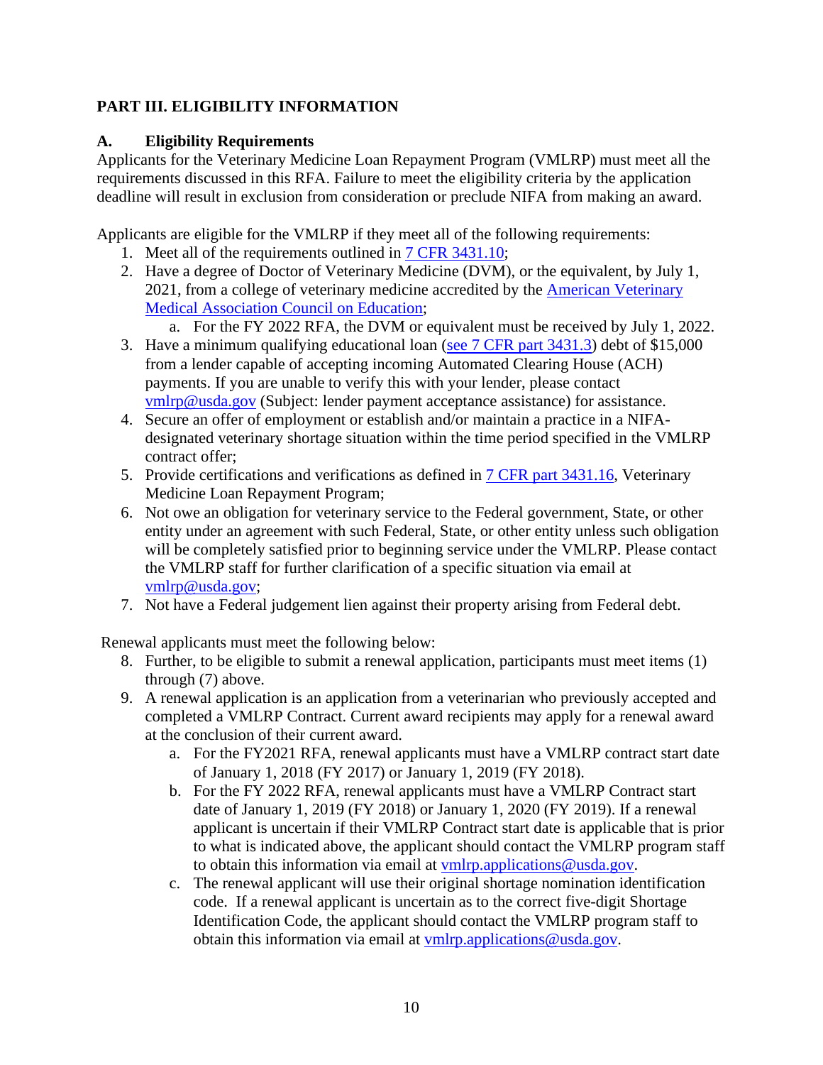## PART III. ELIGIBILITY INFORMATION

### A. Eligibility Requirements

Applicants for the Veterinary Medicine Loan Repayment Program (VMLRP) must meet all the requirements discussed in this RFA. Failure to meet the eligibility criteria by the application deadline will result in exclusion from consideration or preclude NIFA from making an award.

Applicants are eligible for the VMLRP if they meet all of the following requirements:

1. Meet all of the requirements outlined in 7 CFR 3431.10;
2. Have a degree of Doctor of Veterinary Medicine (DVM), or the equivalent, by July 1, 2021, from a college of veterinary medicine accredited by the American Veterinary Medical Association Council on Education;
    a. For the FY 2022 RFA, the DVM or equivalent must be received by July 1, 2022.
3. Have a minimum qualifying educational loan (see 7 CFR part 3431.3) debt of $15,000 from a lender capable of accepting incoming Automated Clearing House (ACH) payments. If you are unable to verify this with your lender, please contact vmlrp@usda.gov (Subject: lender payment acceptance assistance) for assistance.
4. Secure an offer of employment or establish and/or maintain a practice in a NIFA-designated veterinary shortage situation within the time period specified in the VMLRP contract offer;
5. Provide certifications and verifications as defined in 7 CFR part 3431.16, Veterinary Medicine Loan Repayment Program;
6. Not owe an obligation for veterinary service to the Federal government, State, or other entity under an agreement with such Federal, State, or other entity unless such obligation will be completely satisfied prior to beginning service under the VMLRP. Please contact the VMLRP staff for further clarification of a specific situation via email at vmlrp@usda.gov;
7. Not have a Federal judgement lien against their property arising from Federal debt.

Renewal applicants must meet the following below:

8. Further, to be eligible to submit a renewal application, participants must meet items (1) through (7) above.
9. A renewal application is an application from a veterinarian who previously accepted and completed a VMLRP Contract. Current award recipients may apply for a renewal award at the conclusion of their current award.
    a. For the FY2021 RFA, renewal applicants must have a VMLRP contract start date of January 1, 2018 (FY 2017) or January 1, 2019 (FY 2018).
    b. For the FY 2022 RFA, renewal applicants must have a VMLRP Contract start date of January 1, 2019 (FY 2018) or January 1, 2020 (FY 2019). If a renewal applicant is uncertain if their VMLRP Contract start date is applicable that is prior to what is indicated above, the applicant should contact the VMLRP program staff to obtain this information via email at vmlrp.applications@usda.gov.
    c. The renewal applicant will use their original shortage nomination identification code. If a renewal applicant is uncertain as to the correct five-digit Shortage Identification Code, the applicant should contact the VMLRP program staff to obtain this information via email at vmlrp.applications@usda.gov.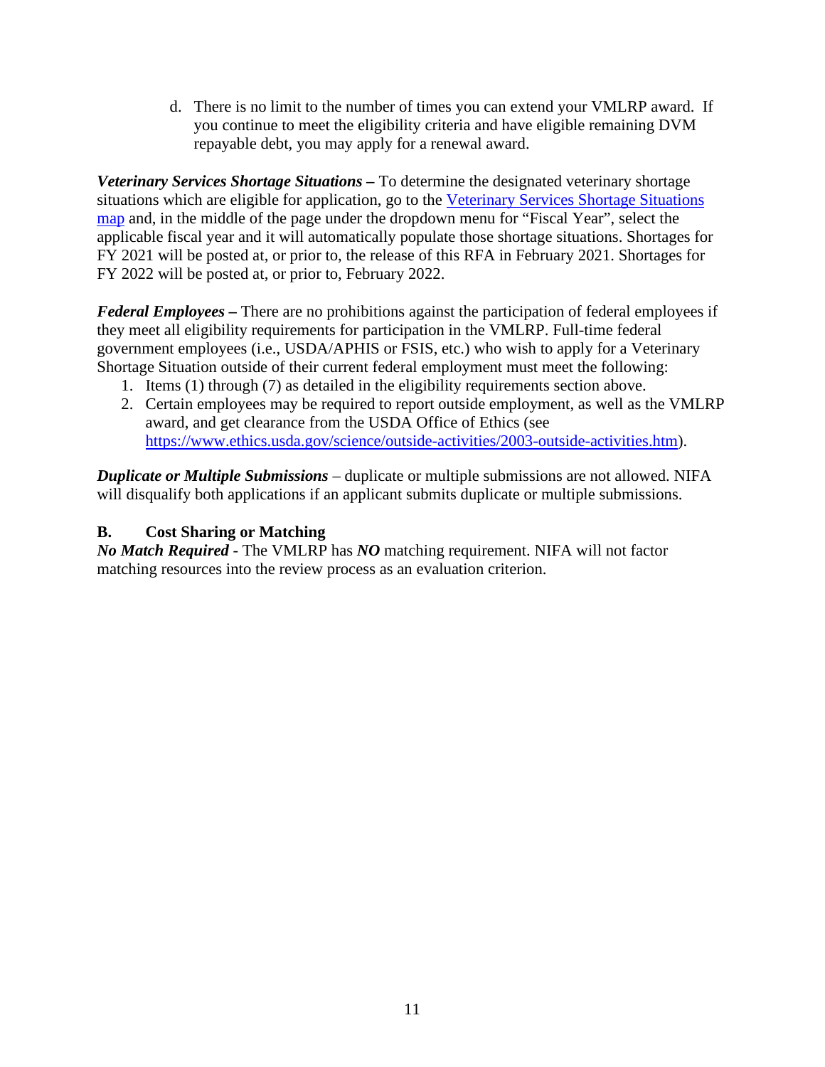d. There is no limit to the number of times you can extend your VMLRP award. If you continue to meet the eligibility criteria and have eligible remaining DVM repayable debt, you may apply for a renewal award.

***Veterinary Services Shortage Situations –*** To determine the designated veterinary shortage situations which are eligible for application, go to the [Veterinary Services Shortage Situations map]() and, in the middle of the page under the dropdown menu for "Fiscal Year", select the applicable fiscal year and it will automatically populate those shortage situations. Shortages for FY 2021 will be posted at, or prior to, the release of this RFA in February 2021. Shortages for FY 2022 will be posted at, or prior to, February 2022.

***Federal Employees –*** There are no prohibitions against the participation of federal employees if they meet all eligibility requirements for participation in the VMLRP. Full-time federal government employees (i.e., USDA/APHIS or FSIS, etc.) who wish to apply for a Veterinary Shortage Situation outside of their current federal employment must meet the following:

1. Items (1) through (7) as detailed in the eligibility requirements section above.
2. Certain employees may be required to report outside employment, as well as the VMLRP award, and get clearance from the USDA Office of Ethics (see [https://www.ethics.usda.gov/science/outside-activities/2003-outside-activities.htm](https://www.ethics.usda.gov/science/outside-activities/2003-outside-activities.htm)).

***Duplicate or Multiple Submissions*** – duplicate or multiple submissions are not allowed. NIFA will disqualify both applications if an applicant submits duplicate or multiple submissions.

## B. Cost Sharing or Matching

***No Match Required*** - The VMLRP has ***NO*** matching requirement. NIFA will not factor matching resources into the review process as an evaluation criterion.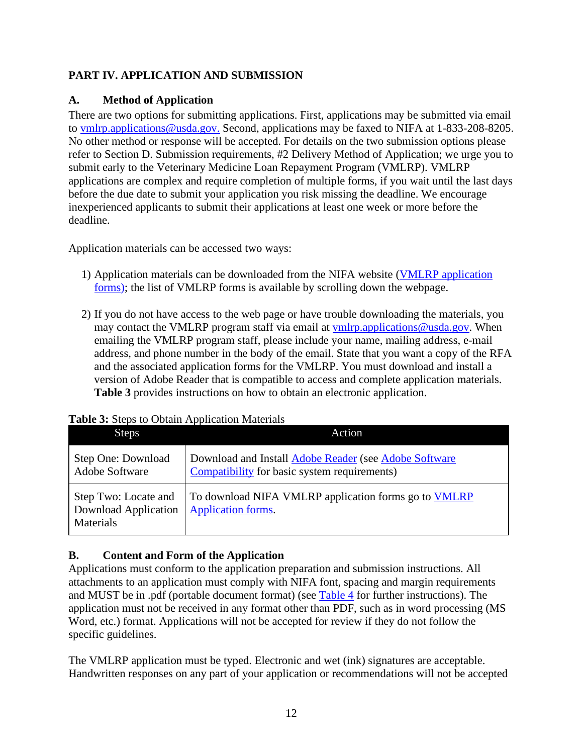## PART IV. APPLICATION AND SUBMISSION

### A. Method of Application

There are two options for submitting applications. First, applications may be submitted via email to vmlrp.applications@usda.gov. Second, applications may be faxed to NIFA at 1-833-208-8205. No other method or response will be accepted. For details on the two submission options please refer to Section D. Submission requirements, #2 Delivery Method of Application; we urge you to submit early to the Veterinary Medicine Loan Repayment Program (VMLRP). VMLRP applications are complex and require completion of multiple forms, if you wait until the last days before the due date to submit your application you risk missing the deadline. We encourage inexperienced applicants to submit their applications at least one week or more before the deadline.

Application materials can be accessed two ways:

1) Application materials can be downloaded from the NIFA website (VMLRP application forms); the list of VMLRP forms is available by scrolling down the webpage.

2) If you do not have access to the web page or have trouble downloading the materials, you may contact the VMLRP program staff via email at vmlrp.applications@usda.gov. When emailing the VMLRP program staff, please include your name, mailing address, e-mail address, and phone number in the body of the email. State that you want a copy of the RFA and the associated application forms for the VMLRP. You must download and install a version of Adobe Reader that is compatible to access and complete application materials. **Table 3** provides instructions on how to obtain an electronic application.

**Table 3:** Steps to Obtain Application Materials

| Steps | Action |
|---|---|
| Step One: Download Adobe Software | Download and Install Adobe Reader (see Adobe Software Compatibility for basic system requirements) |
| Step Two: Locate and Download Application Materials | To download NIFA VMLRP application forms go to VMLRP Application forms. |

### B. Content and Form of the Application

Applications must conform to the application preparation and submission instructions. All attachments to an application must comply with NIFA font, spacing and margin requirements and MUST be in .pdf (portable document format) (see Table 4 for further instructions). The application must not be received in any format other than PDF, such as in word processing (MS Word, etc.) format. Applications will not be accepted for review if they do not follow the specific guidelines.

The VMLRP application must be typed. Electronic and wet (ink) signatures are acceptable. Handwritten responses on any part of your application or recommendations will not be accepted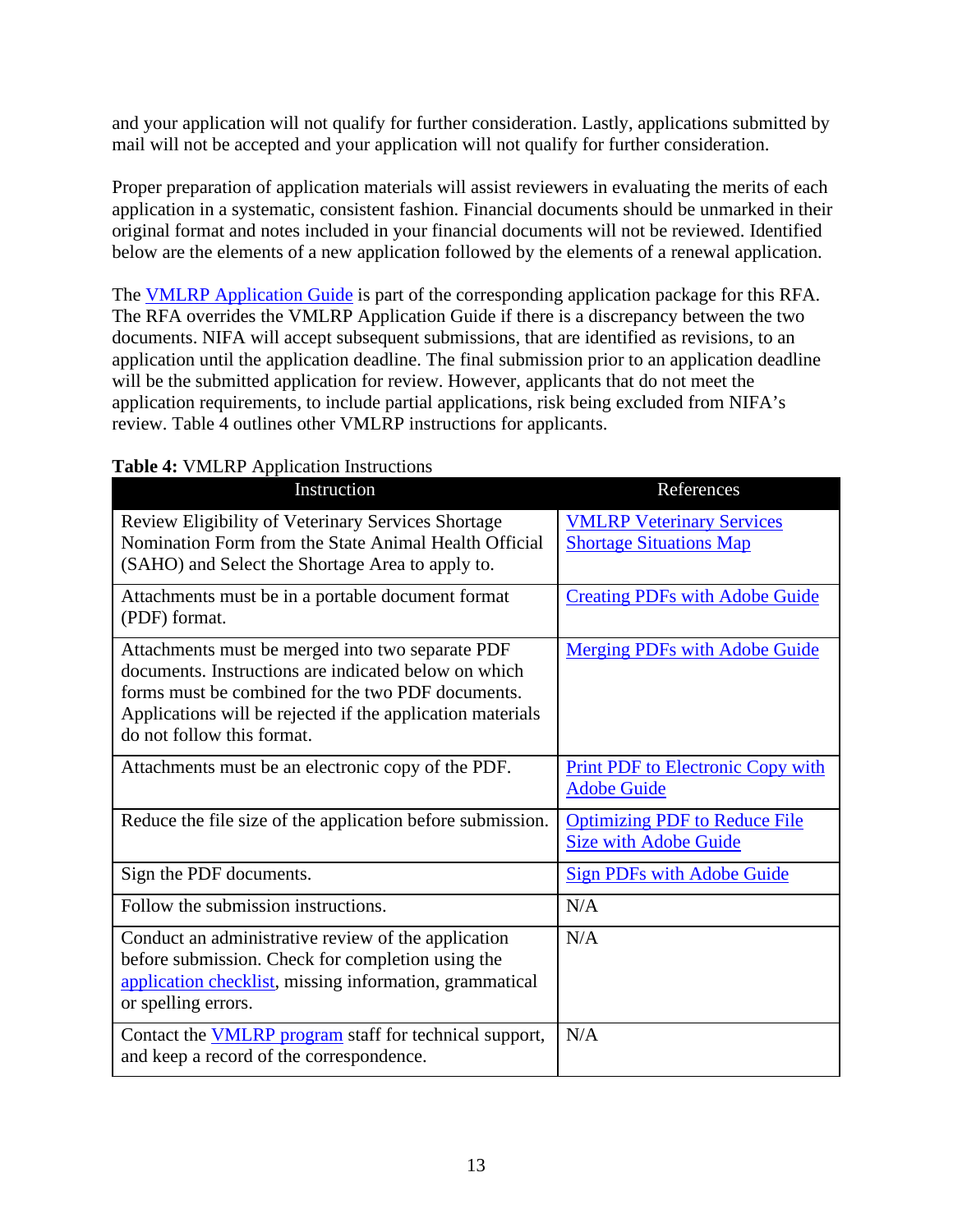and your application will not qualify for further consideration. Lastly, applications submitted by mail will not be accepted and your application will not qualify for further consideration.

Proper preparation of application materials will assist reviewers in evaluating the merits of each application in a systematic, consistent fashion. Financial documents should be unmarked in their original format and notes included in your financial documents will not be reviewed. Identified below are the elements of a new application followed by the elements of a renewal application.

The VMLRP Application Guide is part of the corresponding application package for this RFA. The RFA overrides the VMLRP Application Guide if there is a discrepancy between the two documents. NIFA will accept subsequent submissions, that are identified as revisions, to an application until the application deadline. The final submission prior to an application deadline will be the submitted application for review. However, applicants that do not meet the application requirements, to include partial applications, risk being excluded from NIFA's review. Table 4 outlines other VMLRP instructions for applicants.

**Table 4:** VMLRP Application Instructions

| Instruction | References |
|---|---|
| Review Eligibility of Veterinary Services Shortage Nomination Form from the State Animal Health Official (SAHO) and Select the Shortage Area to apply to. | VMLRP Veterinary Services Shortage Situations Map |
| Attachments must be in a portable document format (PDF) format. | Creating PDFs with Adobe Guide |
| Attachments must be merged into two separate PDF documents. Instructions are indicated below on which forms must be combined for the two PDF documents. Applications will be rejected if the application materials do not follow this format. | Merging PDFs with Adobe Guide |
| Attachments must be an electronic copy of the PDF. | Print PDF to Electronic Copy with Adobe Guide |
| Reduce the file size of the application before submission. | Optimizing PDF to Reduce File Size with Adobe Guide |
| Sign the PDF documents. | Sign PDFs with Adobe Guide |
| Follow the submission instructions. | N/A |
| Conduct an administrative review of the application before submission. Check for completion using the application checklist, missing information, grammatical or spelling errors. | N/A |
| Contact the VMLRP program staff for technical support, and keep a record of the correspondence. | N/A |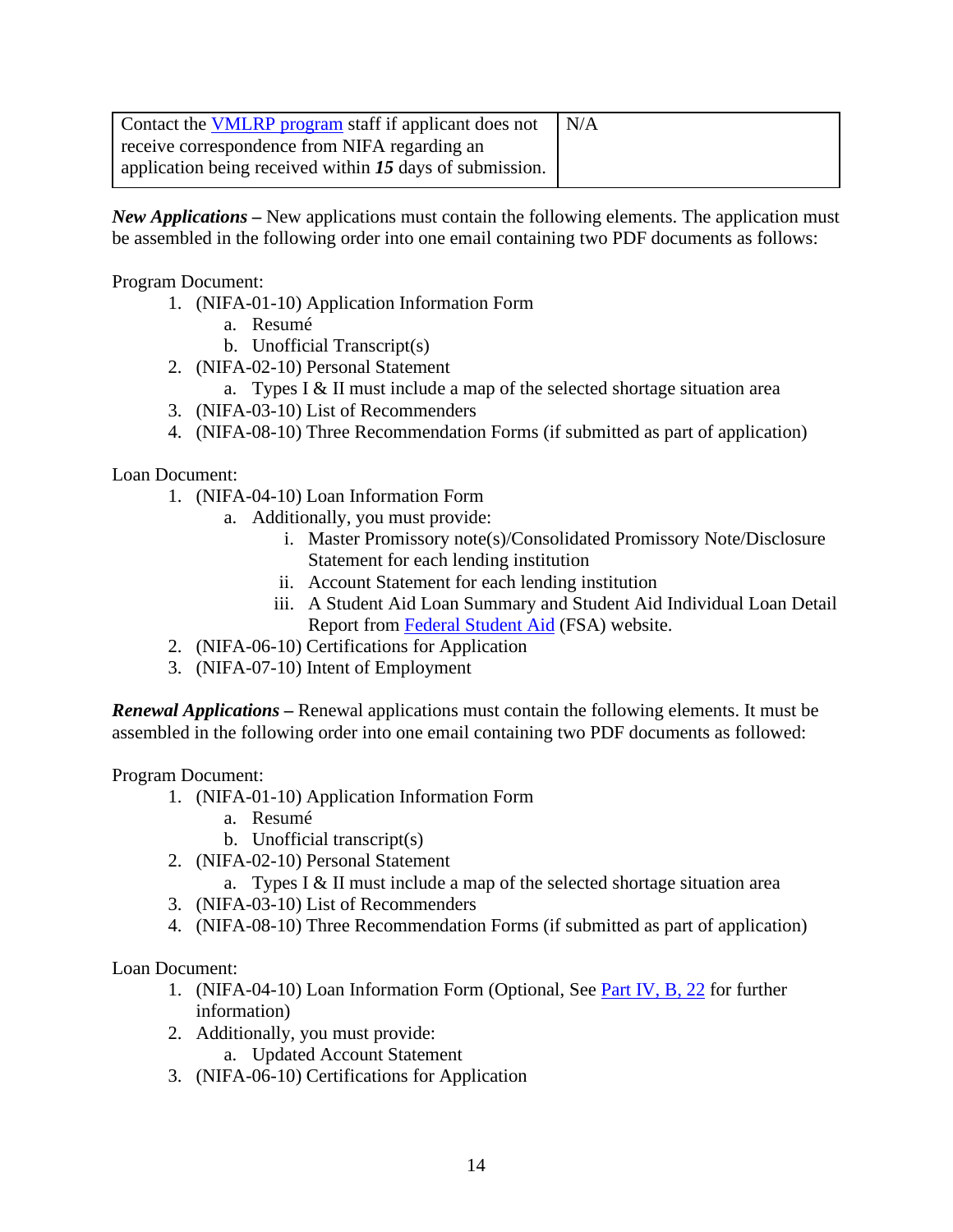| Contact the VMLRP program staff if applicant does not receive correspondence from NIFA regarding an application being received within ***15*** days of submission. | N/A |
|---|---|

***New Applications –*** New applications must contain the following elements. The application must be assembled in the following order into one email containing two PDF documents as follows:

Program Document:

1. (NIFA-01-10) Application Information Form
    a. Resumé
    b. Unofficial Transcript(s)
2. (NIFA-02-10) Personal Statement
    a. Types I & II must include a map of the selected shortage situation area
3. (NIFA-03-10) List of Recommenders
4. (NIFA-08-10) Three Recommendation Forms (if submitted as part of application)

Loan Document:

1. (NIFA-04-10) Loan Information Form
    a. Additionally, you must provide:
        i. Master Promissory note(s)/Consolidated Promissory Note/Disclosure Statement for each lending institution
        ii. Account Statement for each lending institution
        iii. A Student Aid Loan Summary and Student Aid Individual Loan Detail Report from Federal Student Aid (FSA) website.
2. (NIFA-06-10) Certifications for Application
3. (NIFA-07-10) Intent of Employment

***Renewal Applications –*** Renewal applications must contain the following elements. It must be assembled in the following order into one email containing two PDF documents as followed:

Program Document:

1. (NIFA-01-10) Application Information Form
    a. Resumé
    b. Unofficial transcript(s)
2. (NIFA-02-10) Personal Statement
    a. Types I & II must include a map of the selected shortage situation area
3. (NIFA-03-10) List of Recommenders
4. (NIFA-08-10) Three Recommendation Forms (if submitted as part of application)

Loan Document:

1. (NIFA-04-10) Loan Information Form (Optional, See Part IV, B, 22 for further information)
2. Additionally, you must provide:
    a. Updated Account Statement
3. (NIFA-06-10) Certifications for Application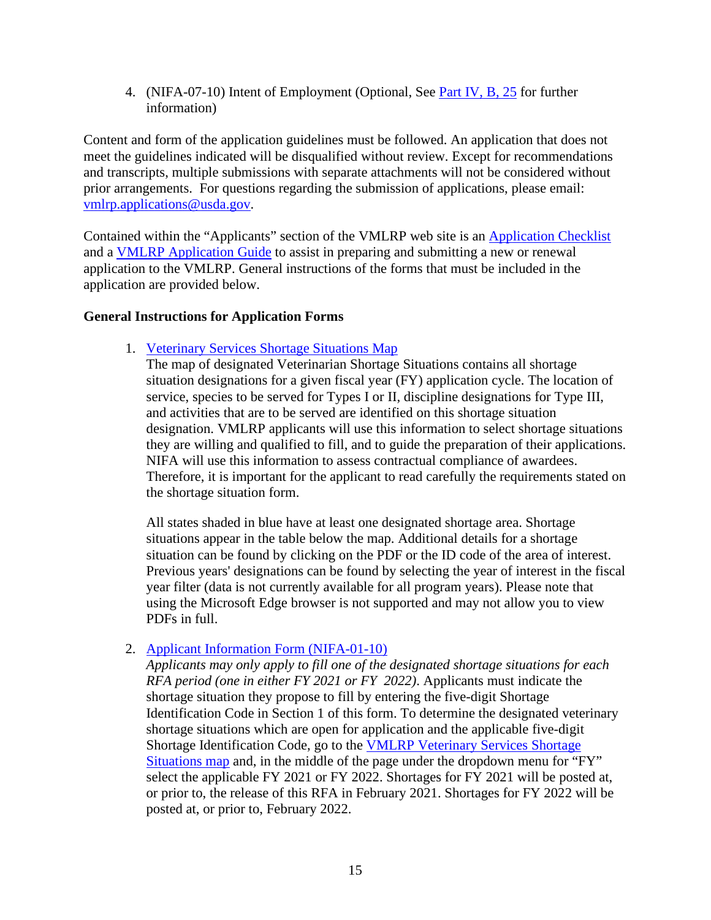4. (NIFA-07-10) Intent of Employment (Optional, See Part IV, B, 25 for further information)

Content and form of the application guidelines must be followed. An application that does not meet the guidelines indicated will be disqualified without review. Except for recommendations and transcripts, multiple submissions with separate attachments will not be considered without prior arrangements. For questions regarding the submission of applications, please email: vmlrp.applications@usda.gov.

Contained within the "Applicants" section of the VMLRP web site is an Application Checklist and a VMLRP Application Guide to assist in preparing and submitting a new or renewal application to the VMLRP. General instructions of the forms that must be included in the application are provided below.

**General Instructions for Application Forms**

1. Veterinary Services Shortage Situations Map
   The map of designated Veterinarian Shortage Situations contains all shortage situation designations for a given fiscal year (FY) application cycle. The location of service, species to be served for Types I or II, discipline designations for Type III, and activities that are to be served are identified on this shortage situation designation. VMLRP applicants will use this information to select shortage situations they are willing and qualified to fill, and to guide the preparation of their applications. NIFA will use this information to assess contractual compliance of awardees. Therefore, it is important for the applicant to read carefully the requirements stated on the shortage situation form.

   All states shaded in blue have at least one designated shortage area. Shortage situations appear in the table below the map. Additional details for a shortage situation can be found by clicking on the PDF or the ID code of the area of interest. Previous years' designations can be found by selecting the year of interest in the fiscal year filter (data is not currently available for all program years). Please note that using the Microsoft Edge browser is not supported and may not allow you to view PDFs in full.

2. Applicant Information Form (NIFA-01-10)
   *Applicants may only apply to fill one of the designated shortage situations for each RFA period (one in either FY 2021 or FY 2022)*. Applicants must indicate the shortage situation they propose to fill by entering the five-digit Shortage Identification Code in Section 1 of this form. To determine the designated veterinary shortage situations which are open for application and the applicable five-digit Shortage Identification Code, go to the VMLRP Veterinary Services Shortage Situations map and, in the middle of the page under the dropdown menu for "FY" select the applicable FY 2021 or FY 2022. Shortages for FY 2021 will be posted at, or prior to, the release of this RFA in February 2021. Shortages for FY 2022 will be posted at, or prior to, February 2022.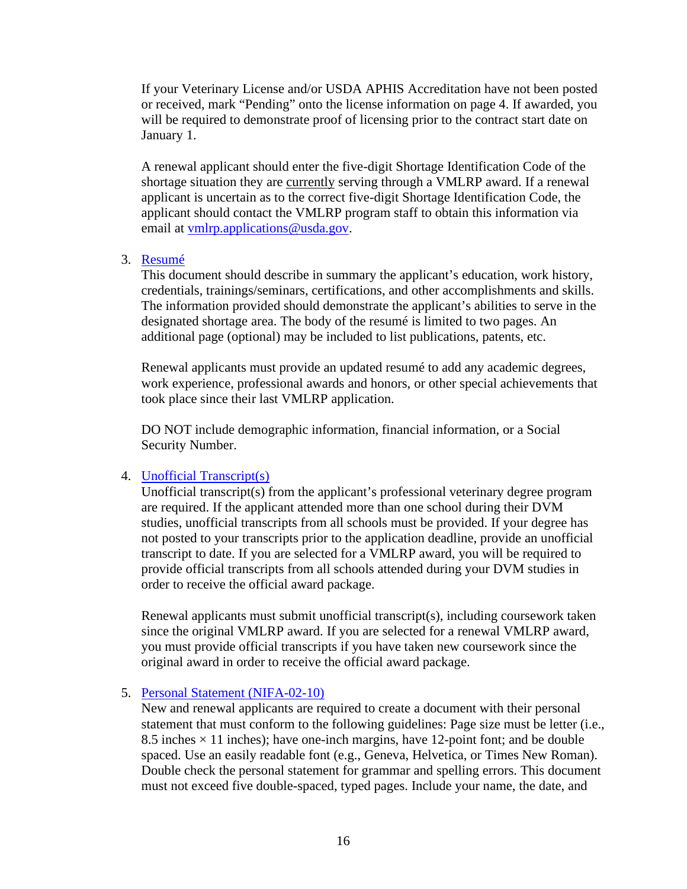If your Veterinary License and/or USDA APHIS Accreditation have not been posted or received, mark "Pending" onto the license information on page 4. If awarded, you will be required to demonstrate proof of licensing prior to the contract start date on January 1.

A renewal applicant should enter the five-digit Shortage Identification Code of the shortage situation they are currently serving through a VMLRP award. If a renewal applicant is uncertain as to the correct five-digit Shortage Identification Code, the applicant should contact the VMLRP program staff to obtain this information via email at vmlrp.applications@usda.gov.

3. Resumé
   This document should describe in summary the applicant's education, work history, credentials, trainings/seminars, certifications, and other accomplishments and skills. The information provided should demonstrate the applicant's abilities to serve in the designated shortage area. The body of the resumé is limited to two pages. An additional page (optional) may be included to list publications, patents, etc.

   Renewal applicants must provide an updated resumé to add any academic degrees, work experience, professional awards and honors, or other special achievements that took place since their last VMLRP application.

   DO NOT include demographic information, financial information, or a Social Security Number.

4. Unofficial Transcript(s)
   Unofficial transcript(s) from the applicant's professional veterinary degree program are required. If the applicant attended more than one school during their DVM studies, unofficial transcripts from all schools must be provided. If your degree has not posted to your transcripts prior to the application deadline, provide an unofficial transcript to date. If you are selected for a VMLRP award, you will be required to provide official transcripts from all schools attended during your DVM studies in order to receive the official award package.

   Renewal applicants must submit unofficial transcript(s), including coursework taken since the original VMLRP award. If you are selected for a renewal VMLRP award, you must provide official transcripts if you have taken new coursework since the original award in order to receive the official award package.

5. Personal Statement (NIFA-02-10)
   New and renewal applicants are required to create a document with their personal statement that must conform to the following guidelines: Page size must be letter (i.e., 8.5 inches × 11 inches); have one-inch margins, have 12-point font; and be double spaced. Use an easily readable font (e.g., Geneva, Helvetica, or Times New Roman). Double check the personal statement for grammar and spelling errors. This document must not exceed five double-spaced, typed pages. Include your name, the date, and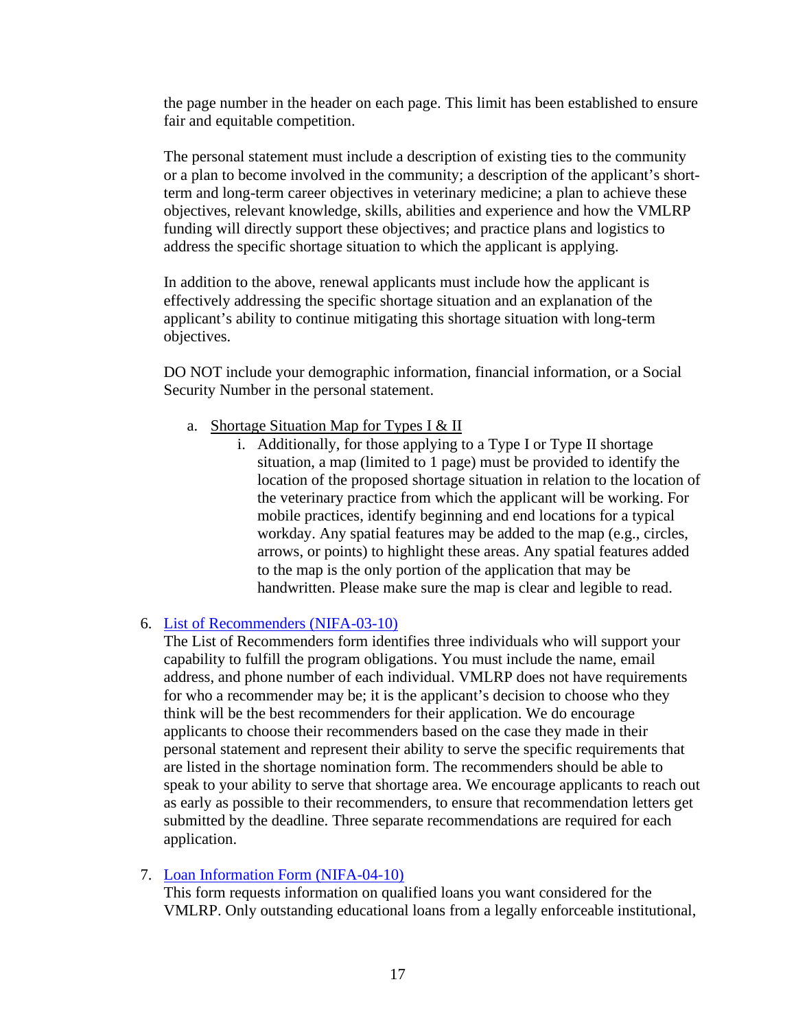the page number in the header on each page. This limit has been established to ensure fair and equitable competition.

The personal statement must include a description of existing ties to the community or a plan to become involved in the community; a description of the applicant's short-term and long-term career objectives in veterinary medicine; a plan to achieve these objectives, relevant knowledge, skills, abilities and experience and how the VMLRP funding will directly support these objectives; and practice plans and logistics to address the specific shortage situation to which the applicant is applying.

In addition to the above, renewal applicants must include how the applicant is effectively addressing the specific shortage situation and an explanation of the applicant's ability to continue mitigating this shortage situation with long-term objectives.

DO NOT include your demographic information, financial information, or a Social Security Number in the personal statement.

a. Shortage Situation Map for Types I & II
    i. Additionally, for those applying to a Type I or Type II shortage situation, a map (limited to 1 page) must be provided to identify the location of the proposed shortage situation in relation to the location of the veterinary practice from which the applicant will be working. For mobile practices, identify beginning and end locations for a typical workday. Any spatial features may be added to the map (e.g., circles, arrows, or points) to highlight these areas. Any spatial features added to the map is the only portion of the application that may be handwritten. Please make sure the map is clear and legible to read.

6. List of Recommenders (NIFA-03-10)
   The List of Recommenders form identifies three individuals who will support your capability to fulfill the program obligations. You must include the name, email address, and phone number of each individual. VMLRP does not have requirements for who a recommender may be; it is the applicant's decision to choose who they think will be the best recommenders for their application. We do encourage applicants to choose their recommenders based on the case they made in their personal statement and represent their ability to serve the specific requirements that are listed in the shortage nomination form. The recommenders should be able to speak to your ability to serve that shortage area. We encourage applicants to reach out as early as possible to their recommenders, to ensure that recommendation letters get submitted by the deadline. Three separate recommendations are required for each application.

7. Loan Information Form (NIFA-04-10)
   This form requests information on qualified loans you want considered for the VMLRP. Only outstanding educational loans from a legally enforceable institutional,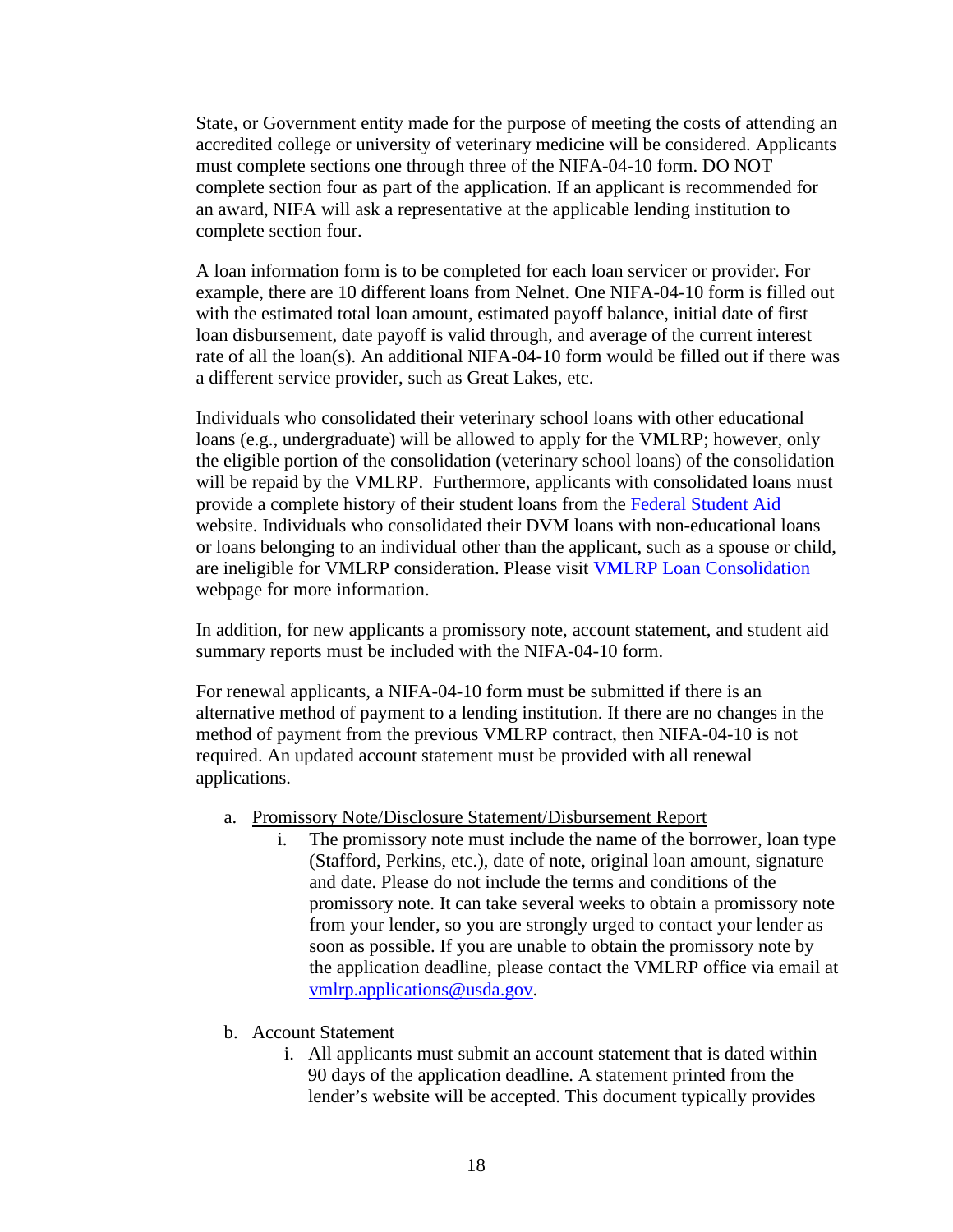State, or Government entity made for the purpose of meeting the costs of attending an accredited college or university of veterinary medicine will be considered. Applicants must complete sections one through three of the NIFA-04-10 form. DO NOT complete section four as part of the application. If an applicant is recommended for an award, NIFA will ask a representative at the applicable lending institution to complete section four.

A loan information form is to be completed for each loan servicer or provider. For example, there are 10 different loans from Nelnet. One NIFA-04-10 form is filled out with the estimated total loan amount, estimated payoff balance, initial date of first loan disbursement, date payoff is valid through, and average of the current interest rate of all the loan(s). An additional NIFA-04-10 form would be filled out if there was a different service provider, such as Great Lakes, etc.

Individuals who consolidated their veterinary school loans with other educational loans (e.g., undergraduate) will be allowed to apply for the VMLRP; however, only the eligible portion of the consolidation (veterinary school loans) of the consolidation will be repaid by the VMLRP. Furthermore, applicants with consolidated loans must provide a complete history of their student loans from the [Federal Student Aid]() website. Individuals who consolidated their DVM loans with non-educational loans or loans belonging to an individual other than the applicant, such as a spouse or child, are ineligible for VMLRP consideration. Please visit [VMLRP Loan Consolidation]() webpage for more information.

In addition, for new applicants a promissory note, account statement, and student aid summary reports must be included with the NIFA-04-10 form.

For renewal applicants, a NIFA-04-10 form must be submitted if there is an alternative method of payment to a lending institution. If there are no changes in the method of payment from the previous VMLRP contract, then NIFA-04-10 is not required. An updated account statement must be provided with all renewal applications.

a. Promissory Note/Disclosure Statement/Disbursement Report
    i. The promissory note must include the name of the borrower, loan type (Stafford, Perkins, etc.), date of note, original loan amount, signature and date. Please do not include the terms and conditions of the promissory note. It can take several weeks to obtain a promissory note from your lender, so you are strongly urged to contact your lender as soon as possible. If you are unable to obtain the promissory note by the application deadline, please contact the VMLRP office via email at vmlrp.applications@usda.gov.

b. Account Statement
    i. All applicants must submit an account statement that is dated within 90 days of the application deadline. A statement printed from the lender's website will be accepted. This document typically provides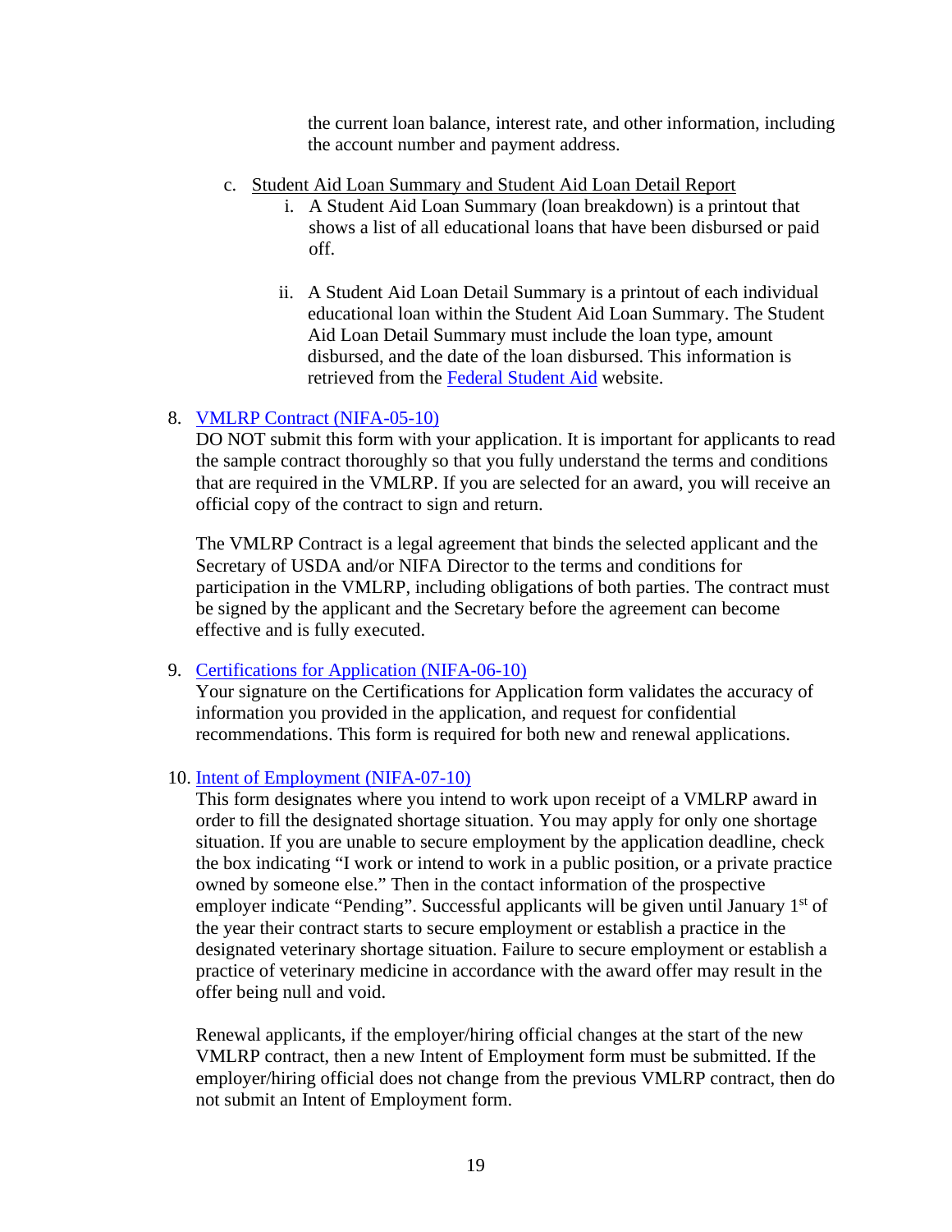the current loan balance, interest rate, and other information, including the account number and payment address.

c. Student Aid Loan Summary and Student Aid Loan Detail Report
    i. A Student Aid Loan Summary (loan breakdown) is a printout that shows a list of all educational loans that have been disbursed or paid off.

    ii. A Student Aid Loan Detail Summary is a printout of each individual educational loan within the Student Aid Loan Summary. The Student Aid Loan Detail Summary must include the loan type, amount disbursed, and the date of the loan disbursed. This information is retrieved from the Federal Student Aid website.

8. VMLRP Contract (NIFA-05-10)
   DO NOT submit this form with your application. It is important for applicants to read the sample contract thoroughly so that you fully understand the terms and conditions that are required in the VMLRP. If you are selected for an award, you will receive an official copy of the contract to sign and return.

   The VMLRP Contract is a legal agreement that binds the selected applicant and the Secretary of USDA and/or NIFA Director to the terms and conditions for participation in the VMLRP, including obligations of both parties. The contract must be signed by the applicant and the Secretary before the agreement can become effective and is fully executed.

9. Certifications for Application (NIFA-06-10)
   Your signature on the Certifications for Application form validates the accuracy of information you provided in the application, and request for confidential recommendations. This form is required for both new and renewal applications.

10. Intent of Employment (NIFA-07-10)
    This form designates where you intend to work upon receipt of a VMLRP award in order to fill the designated shortage situation. You may apply for only one shortage situation. If you are unable to secure employment by the application deadline, check the box indicating "I work or intend to work in a public position, or a private practice owned by someone else." Then in the contact information of the prospective employer indicate "Pending". Successful applicants will be given until January 1st of the year their contract starts to secure employment or establish a practice in the designated veterinary shortage situation. Failure to secure employment or establish a practice of veterinary medicine in accordance with the award offer may result in the offer being null and void.

    Renewal applicants, if the employer/hiring official changes at the start of the new VMLRP contract, then a new Intent of Employment form must be submitted. If the employer/hiring official does not change from the previous VMLRP contract, then do not submit an Intent of Employment form.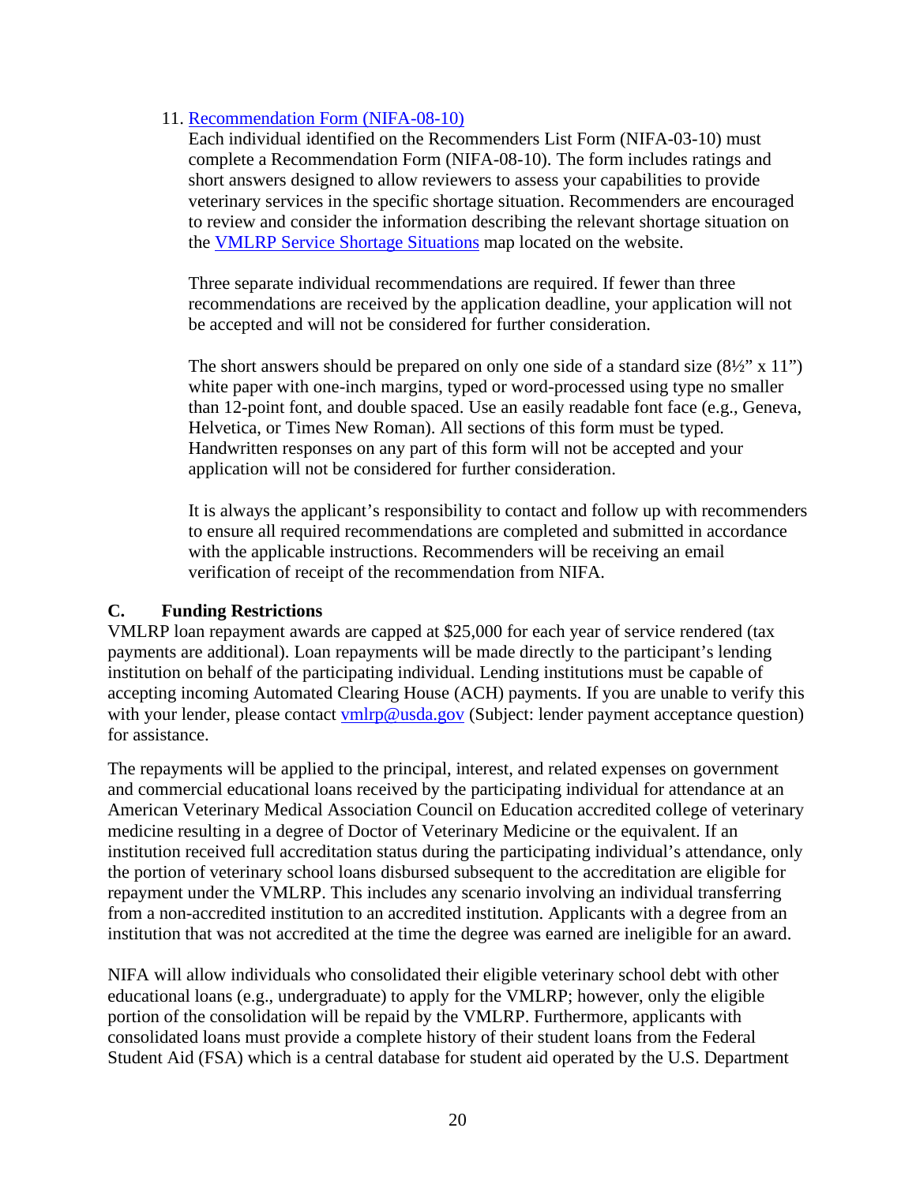11. [Recommendation Form (NIFA-08-10)]

    Each individual identified on the Recommenders List Form (NIFA-03-10) must complete a Recommendation Form (NIFA-08-10). The form includes ratings and short answers designed to allow reviewers to assess your capabilities to provide veterinary services in the specific shortage situation. Recommenders are encouraged to review and consider the information describing the relevant shortage situation on the [VMLRP Service Shortage Situations] map located on the website.

    Three separate individual recommendations are required. If fewer than three recommendations are received by the application deadline, your application will not be accepted and will not be considered for further consideration.

    The short answers should be prepared on only one side of a standard size (8½" x 11") white paper with one-inch margins, typed or word-processed using type no smaller than 12-point font, and double spaced. Use an easily readable font face (e.g., Geneva, Helvetica, or Times New Roman). All sections of this form must be typed. Handwritten responses on any part of this form will not be accepted and your application will not be considered for further consideration.

    It is always the applicant's responsibility to contact and follow up with recommenders to ensure all required recommendations are completed and submitted in accordance with the applicable instructions. Recommenders will be receiving an email verification of receipt of the recommendation from NIFA.

### C. Funding Restrictions

VMLRP loan repayment awards are capped at $25,000 for each year of service rendered (tax payments are additional). Loan repayments will be made directly to the participant's lending institution on behalf of the participating individual. Lending institutions must be capable of accepting incoming Automated Clearing House (ACH) payments. If you are unable to verify this with your lender, please contact vmlrp@usda.gov (Subject: lender payment acceptance question) for assistance.

The repayments will be applied to the principal, interest, and related expenses on government and commercial educational loans received by the participating individual for attendance at an American Veterinary Medical Association Council on Education accredited college of veterinary medicine resulting in a degree of Doctor of Veterinary Medicine or the equivalent. If an institution received full accreditation status during the participating individual's attendance, only the portion of veterinary school loans disbursed subsequent to the accreditation are eligible for repayment under the VMLRP. This includes any scenario involving an individual transferring from a non-accredited institution to an accredited institution. Applicants with a degree from an institution that was not accredited at the time the degree was earned are ineligible for an award.

NIFA will allow individuals who consolidated their eligible veterinary school debt with other educational loans (e.g., undergraduate) to apply for the VMLRP; however, only the eligible portion of the consolidation will be repaid by the VMLRP. Furthermore, applicants with consolidated loans must provide a complete history of their student loans from the Federal Student Aid (FSA) which is a central database for student aid operated by the U.S. Department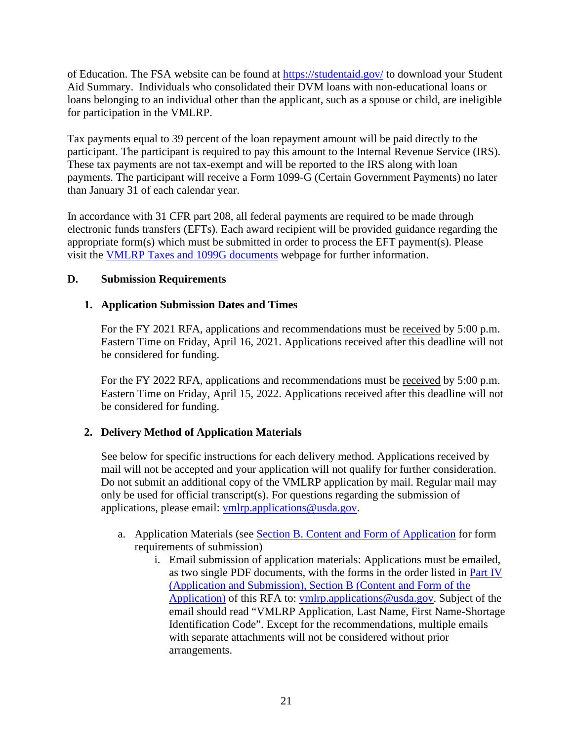of Education. The FSA website can be found at [https://studentaid.gov/](https://studentaid.gov/) to download your Student Aid Summary. Individuals who consolidated their DVM loans with non-educational loans or loans belonging to an individual other than the applicant, such as a spouse or child, are ineligible for participation in the VMLRP.

Tax payments equal to 39 percent of the loan repayment amount will be paid directly to the participant. The participant is required to pay this amount to the Internal Revenue Service (IRS). These tax payments are not tax-exempt and will be reported to the IRS along with loan payments. The participant will receive a Form 1099-G (Certain Government Payments) no later than January 31 of each calendar year.

In accordance with 31 CFR part 208, all federal payments are required to be made through electronic funds transfers (EFTs). Each award recipient will be provided guidance regarding the appropriate form(s) which must be submitted in order to process the EFT payment(s). Please visit the VMLRP Taxes and 1099G documents webpage for further information.

### D. Submission Requirements

#### 1. Application Submission Dates and Times

For the FY 2021 RFA, applications and recommendations must be received by 5:00 p.m. Eastern Time on Friday, April 16, 2021. Applications received after this deadline will not be considered for funding.

For the FY 2022 RFA, applications and recommendations must be received by 5:00 p.m. Eastern Time on Friday, April 15, 2022. Applications received after this deadline will not be considered for funding.

#### 2. Delivery Method of Application Materials

See below for specific instructions for each delivery method. Applications received by mail will not be accepted and your application will not qualify for further consideration. Do not submit an additional copy of the VMLRP application by mail. Regular mail may only be used for official transcript(s). For questions regarding the submission of applications, please email: vmlrp.applications@usda.gov.

a. Application Materials (see Section B. Content and Form of Application for form requirements of submission)
   i. Email submission of application materials: Applications must be emailed, as two single PDF documents, with the forms in the order listed in Part IV (Application and Submission), Section B (Content and Form of the Application) of this RFA to: vmlrp.applications@usda.gov. Subject of the email should read "VMLRP Application, Last Name, First Name-Shortage Identification Code". Except for the recommendations, multiple emails with separate attachments will not be considered without prior arrangements.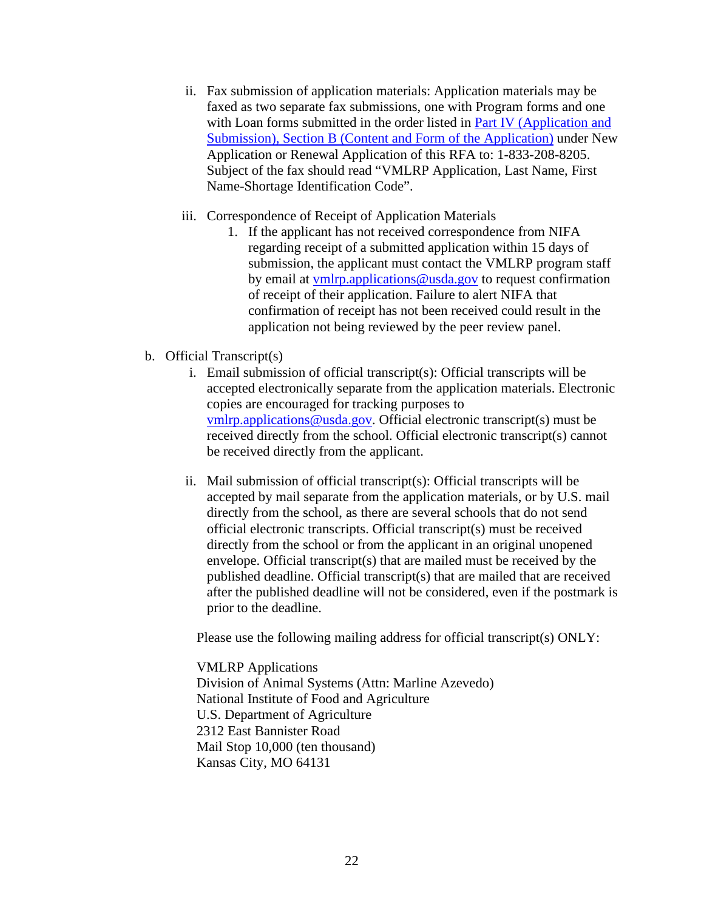ii. Fax submission of application materials: Application materials may be faxed as two separate fax submissions, one with Program forms and one with Loan forms submitted in the order listed in [Part IV (Application and Submission), Section B (Content and Form of the Application)](#) under New Application or Renewal Application of this RFA to: 1-833-208-8205. Subject of the fax should read "VMLRP Application, Last Name, First Name-Shortage Identification Code".

   iii. Correspondence of Receipt of Application Materials

      1. If the applicant has not received correspondence from NIFA regarding receipt of a submitted application within 15 days of submission, the applicant must contact the VMLRP program staff by email at [vmlrp.applications@usda.gov](mailto:vmlrp.applications@usda.gov) to request confirmation of receipt of their application. Failure to alert NIFA that confirmation of receipt has not been received could result in the application not being reviewed by the peer review panel.

b. Official Transcript(s)

   i. Email submission of official transcript(s): Official transcripts will be accepted electronically separate from the application materials. Electronic copies are encouraged for tracking purposes to [vmlrp.applications@usda.gov](mailto:vmlrp.applications@usda.gov). Official electronic transcript(s) must be received directly from the school. Official electronic transcript(s) cannot be received directly from the applicant.

   ii. Mail submission of official transcript(s): Official transcripts will be accepted by mail separate from the application materials, or by U.S. mail directly from the school, as there are several schools that do not send official electronic transcripts. Official transcript(s) must be received directly from the school or from the applicant in an original unopened envelope. Official transcript(s) that are mailed must be received by the published deadline. Official transcript(s) that are mailed that are received after the published deadline will not be considered, even if the postmark is prior to the deadline.

   Please use the following mailing address for official transcript(s) ONLY:

   VMLRP Applications  
   Division of Animal Systems (Attn: Marline Azevedo)  
   National Institute of Food and Agriculture  
   U.S. Department of Agriculture  
   2312 East Bannister Road  
   Mail Stop 10,000 (ten thousand)  
   Kansas City, MO 64131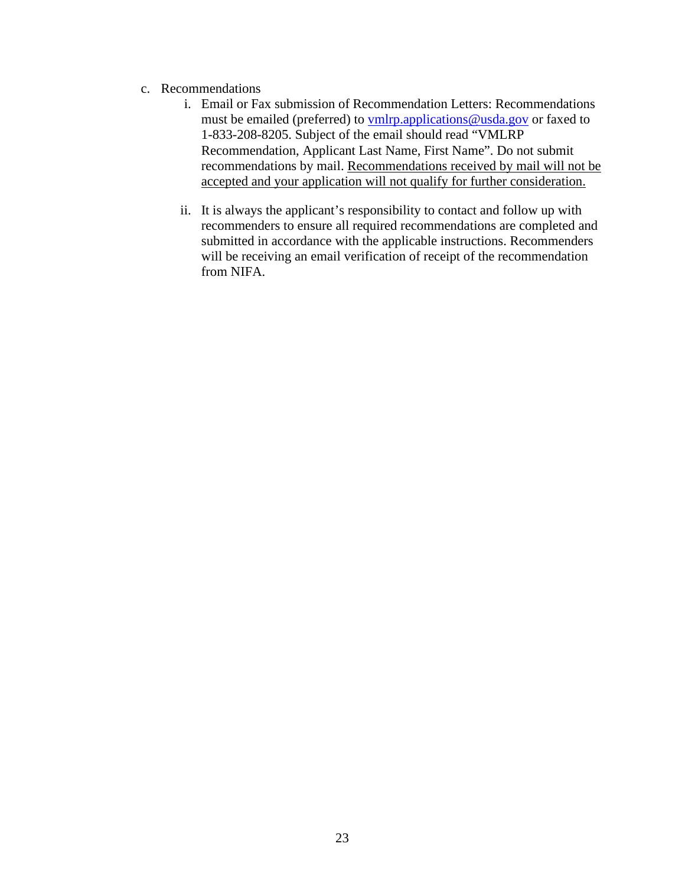c. Recommendations

   i. Email or Fax submission of Recommendation Letters: Recommendations must be emailed (preferred) to [vmlrp.applications@usda.gov](mailto:vmlrp.applications@usda.gov) or faxed to 1-833-208-8205. Subject of the email should read "VMLRP Recommendation, Applicant Last Name, First Name". Do not submit recommendations by mail. <u>Recommendations received by mail will not be accepted and your application will not qualify for further consideration.</u>

   ii. It is always the applicant's responsibility to contact and follow up with recommenders to ensure all required recommendations are completed and submitted in accordance with the applicable instructions. Recommenders will be receiving an email verification of receipt of the recommendation from NIFA.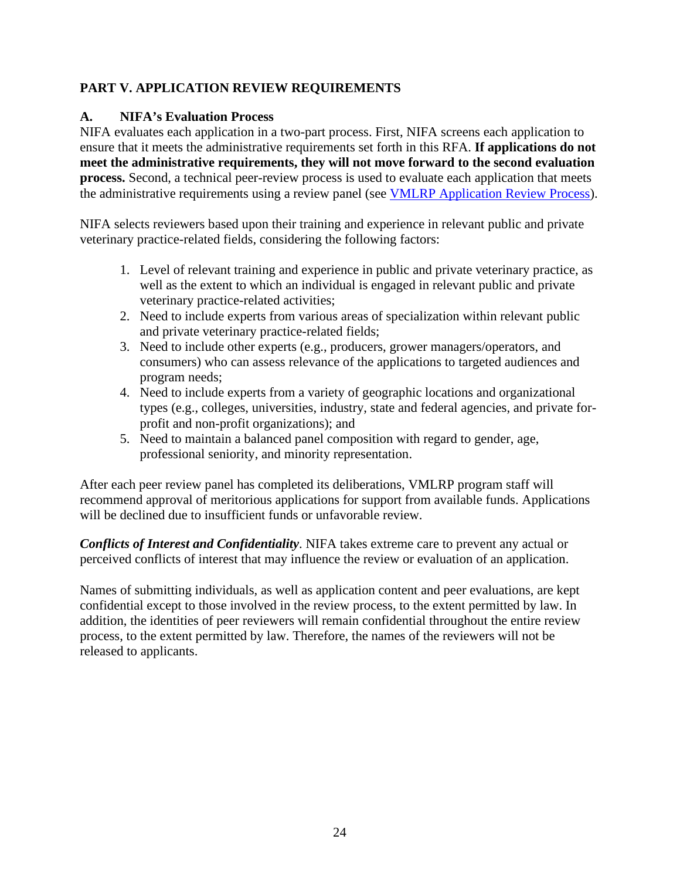## PART V. APPLICATION REVIEW REQUIREMENTS

### A. NIFA's Evaluation Process

NIFA evaluates each application in a two-part process. First, NIFA screens each application to ensure that it meets the administrative requirements set forth in this RFA. **If applications do not meet the administrative requirements, they will not move forward to the second evaluation process.** Second, a technical peer-review process is used to evaluate each application that meets the administrative requirements using a review panel (see VMLRP Application Review Process).

NIFA selects reviewers based upon their training and experience in relevant public and private veterinary practice-related fields, considering the following factors:

1. Level of relevant training and experience in public and private veterinary practice, as well as the extent to which an individual is engaged in relevant public and private veterinary practice-related activities;
2. Need to include experts from various areas of specialization within relevant public and private veterinary practice-related fields;
3. Need to include other experts (e.g., producers, grower managers/operators, and consumers) who can assess relevance of the applications to targeted audiences and program needs;
4. Need to include experts from a variety of geographic locations and organizational types (e.g., colleges, universities, industry, state and federal agencies, and private for-profit and non-profit organizations); and
5. Need to maintain a balanced panel composition with regard to gender, age, professional seniority, and minority representation.

After each peer review panel has completed its deliberations, VMLRP program staff will recommend approval of meritorious applications for support from available funds. Applications will be declined due to insufficient funds or unfavorable review.

***Conflicts of Interest and Confidentiality***. NIFA takes extreme care to prevent any actual or perceived conflicts of interest that may influence the review or evaluation of an application.

Names of submitting individuals, as well as application content and peer evaluations, are kept confidential except to those involved in the review process, to the extent permitted by law. In addition, the identities of peer reviewers will remain confidential throughout the entire review process, to the extent permitted by law. Therefore, the names of the reviewers will not be released to applicants.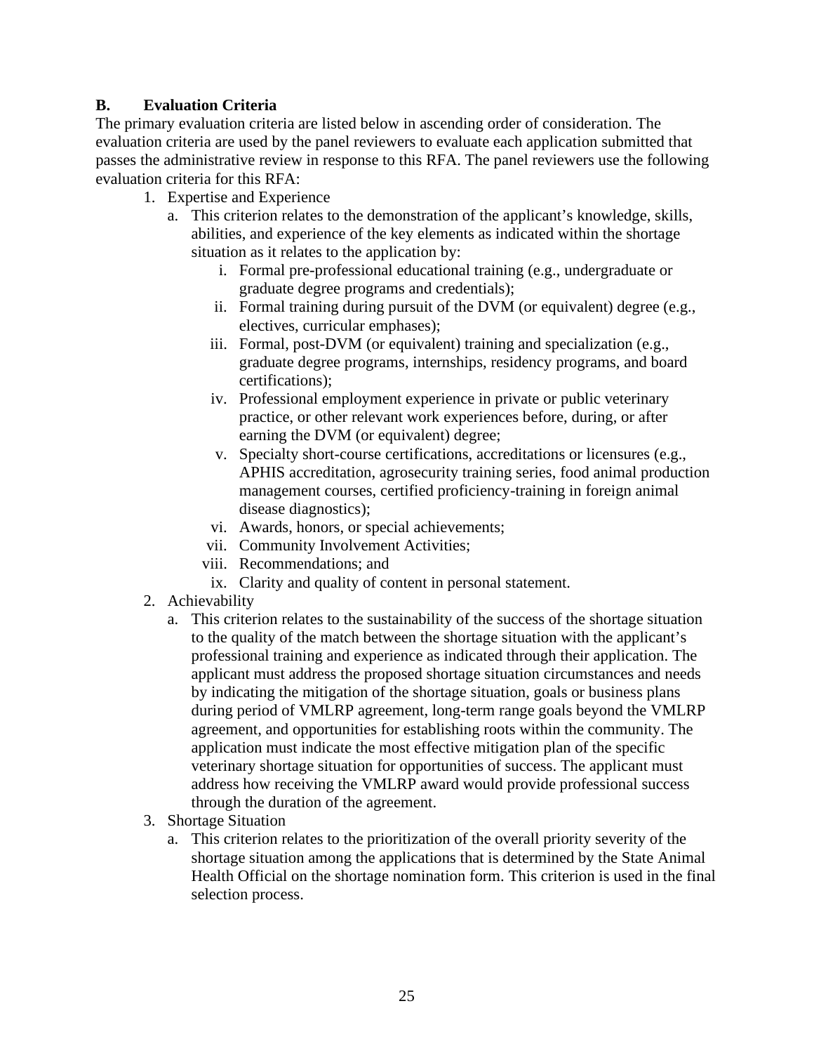### B. Evaluation Criteria

The primary evaluation criteria are listed below in ascending order of consideration. The evaluation criteria are used by the panel reviewers to evaluate each application submitted that passes the administrative review in response to this RFA. The panel reviewers use the following evaluation criteria for this RFA:

1. Expertise and Experience
   a. This criterion relates to the demonstration of the applicant's knowledge, skills, abilities, and experience of the key elements as indicated within the shortage situation as it relates to the application by:
      i. Formal pre-professional educational training (e.g., undergraduate or graduate degree programs and credentials);
      ii. Formal training during pursuit of the DVM (or equivalent) degree (e.g., electives, curricular emphases);
      iii. Formal, post-DVM (or equivalent) training and specialization (e.g., graduate degree programs, internships, residency programs, and board certifications);
      iv. Professional employment experience in private or public veterinary practice, or other relevant work experiences before, during, or after earning the DVM (or equivalent) degree;
      v. Specialty short-course certifications, accreditations or licensures (e.g., APHIS accreditation, agrosecurity training series, food animal production management courses, certified proficiency-training in foreign animal disease diagnostics);
      vi. Awards, honors, or special achievements;
      vii. Community Involvement Activities;
      viii. Recommendations; and
      ix. Clarity and quality of content in personal statement.
2. Achievability
   a. This criterion relates to the sustainability of the success of the shortage situation to the quality of the match between the shortage situation with the applicant's professional training and experience as indicated through their application. The applicant must address the proposed shortage situation circumstances and needs by indicating the mitigation of the shortage situation, goals or business plans during period of VMLRP agreement, long-term range goals beyond the VMLRP agreement, and opportunities for establishing roots within the community. The application must indicate the most effective mitigation plan of the specific veterinary shortage situation for opportunities of success. The applicant must address how receiving the VMLRP award would provide professional success through the duration of the agreement.
3. Shortage Situation
   a. This criterion relates to the prioritization of the overall priority severity of the shortage situation among the applications that is determined by the State Animal Health Official on the shortage nomination form. This criterion is used in the final selection process.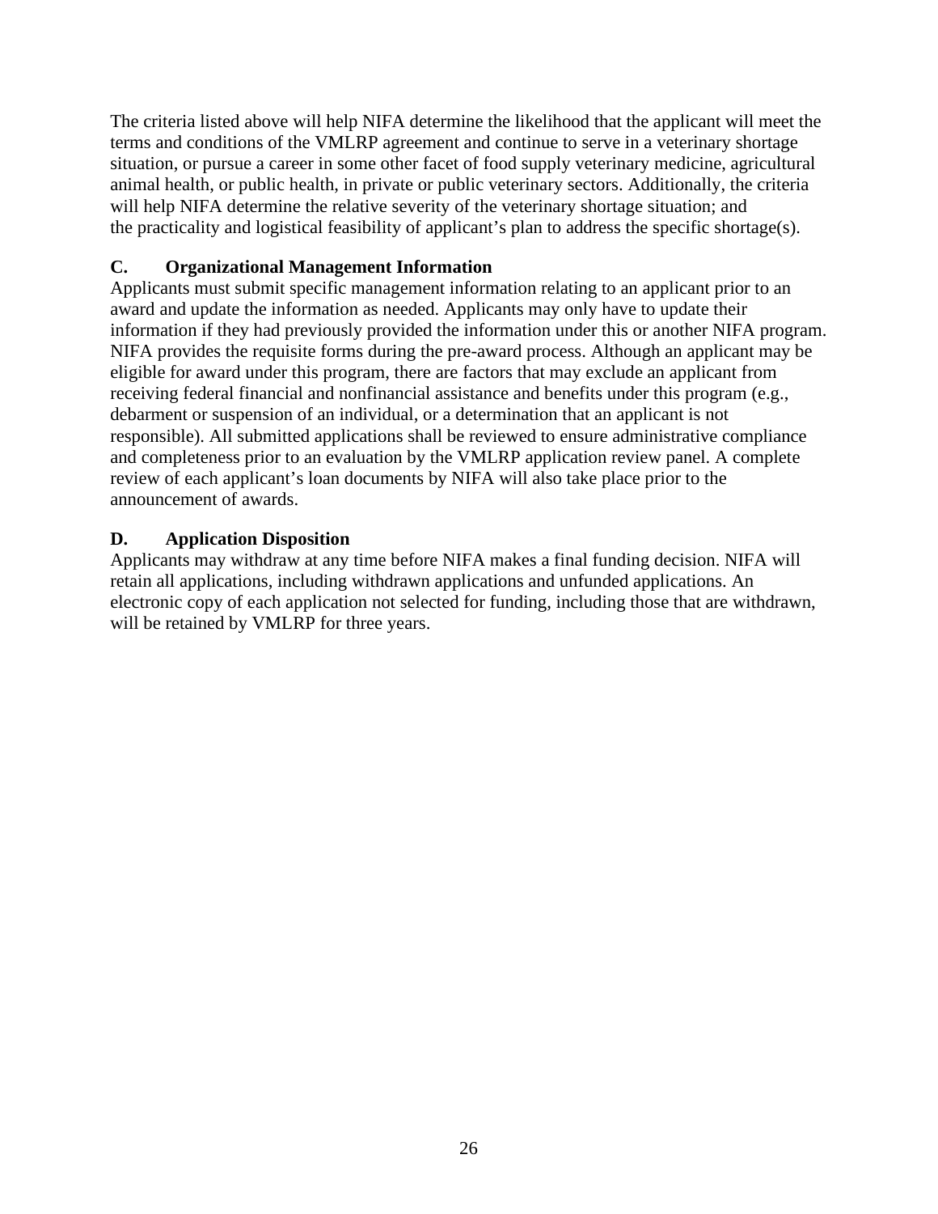The criteria listed above will help NIFA determine the likelihood that the applicant will meet the terms and conditions of the VMLRP agreement and continue to serve in a veterinary shortage situation, or pursue a career in some other facet of food supply veterinary medicine, agricultural animal health, or public health, in private or public veterinary sectors. Additionally, the criteria will help NIFA determine the relative severity of the veterinary shortage situation; and the practicality and logistical feasibility of applicant's plan to address the specific shortage(s).

## C. Organizational Management Information

Applicants must submit specific management information relating to an applicant prior to an award and update the information as needed. Applicants may only have to update their information if they had previously provided the information under this or another NIFA program. NIFA provides the requisite forms during the pre-award process. Although an applicant may be eligible for award under this program, there are factors that may exclude an applicant from receiving federal financial and nonfinancial assistance and benefits under this program (e.g., debarment or suspension of an individual, or a determination that an applicant is not responsible). All submitted applications shall be reviewed to ensure administrative compliance and completeness prior to an evaluation by the VMLRP application review panel. A complete review of each applicant's loan documents by NIFA will also take place prior to the announcement of awards.

## D. Application Disposition

Applicants may withdraw at any time before NIFA makes a final funding decision. NIFA will retain all applications, including withdrawn applications and unfunded applications. An electronic copy of each application not selected for funding, including those that are withdrawn, will be retained by VMLRP for three years.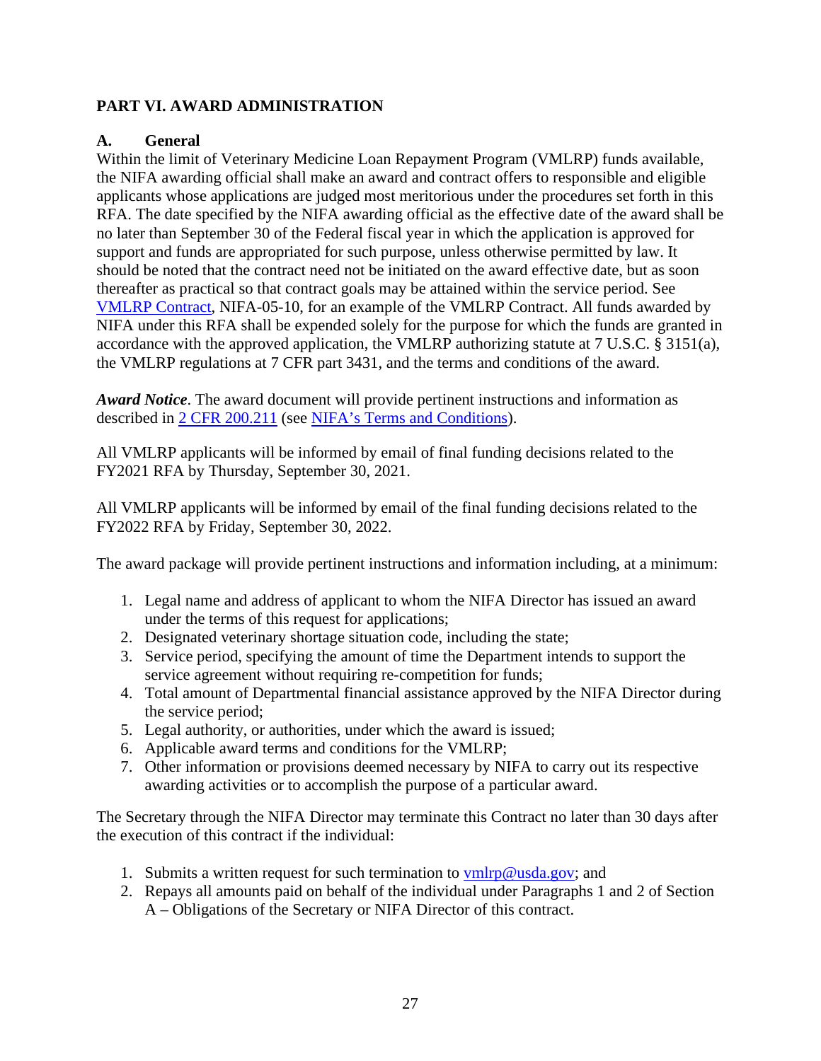## PART VI. AWARD ADMINISTRATION

### A. General

Within the limit of Veterinary Medicine Loan Repayment Program (VMLRP) funds available, the NIFA awarding official shall make an award and contract offers to responsible and eligible applicants whose applications are judged most meritorious under the procedures set forth in this RFA. The date specified by the NIFA awarding official as the effective date of the award shall be no later than September 30 of the Federal fiscal year in which the application is approved for support and funds are appropriated for such purpose, unless otherwise permitted by law. It should be noted that the contract need not be initiated on the award effective date, but as soon thereafter as practical so that contract goals may be attained within the service period. See VMLRP Contract, NIFA-05-10, for an example of the VMLRP Contract. All funds awarded by NIFA under this RFA shall be expended solely for the purpose for which the funds are granted in accordance with the approved application, the VMLRP authorizing statute at 7 U.S.C. § 3151(a), the VMLRP regulations at 7 CFR part 3431, and the terms and conditions of the award.

***Award Notice***. The award document will provide pertinent instructions and information as described in 2 CFR 200.211 (see NIFA's Terms and Conditions).

All VMLRP applicants will be informed by email of final funding decisions related to the FY2021 RFA by Thursday, September 30, 2021.

All VMLRP applicants will be informed by email of the final funding decisions related to the FY2022 RFA by Friday, September 30, 2022.

The award package will provide pertinent instructions and information including, at a minimum:

1. Legal name and address of applicant to whom the NIFA Director has issued an award under the terms of this request for applications;
2. Designated veterinary shortage situation code, including the state;
3. Service period, specifying the amount of time the Department intends to support the service agreement without requiring re-competition for funds;
4. Total amount of Departmental financial assistance approved by the NIFA Director during the service period;
5. Legal authority, or authorities, under which the award is issued;
6. Applicable award terms and conditions for the VMLRP;
7. Other information or provisions deemed necessary by NIFA to carry out its respective awarding activities or to accomplish the purpose of a particular award.

The Secretary through the NIFA Director may terminate this Contract no later than 30 days after the execution of this contract if the individual:

1. Submits a written request for such termination to vmlrp@usda.gov; and
2. Repays all amounts paid on behalf of the individual under Paragraphs 1 and 2 of Section A – Obligations of the Secretary or NIFA Director of this contract.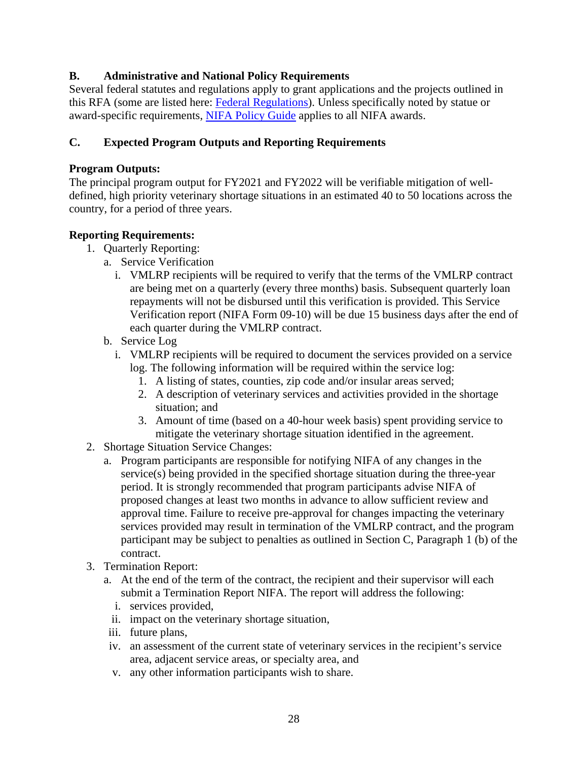## B. Administrative and National Policy Requirements

Several federal statutes and regulations apply to grant applications and the projects outlined in this RFA (some are listed here: [Federal Regulations]). Unless specifically noted by statue or award-specific requirements, [NIFA Policy Guide] applies to all NIFA awards.

## C. Expected Program Outputs and Reporting Requirements

**Program Outputs:**

The principal program output for FY2021 and FY2022 will be verifiable mitigation of well-defined, high priority veterinary shortage situations in an estimated 40 to 50 locations across the country, for a period of three years.

**Reporting Requirements:**

1. Quarterly Reporting:
   a. Service Verification
      i. VMLRP recipients will be required to verify that the terms of the VMLRP contract are being met on a quarterly (every three months) basis. Subsequent quarterly loan repayments will not be disbursed until this verification is provided. This Service Verification report (NIFA Form 09-10) will be due 15 business days after the end of each quarter during the VMLRP contract.
   b. Service Log
      i. VMLRP recipients will be required to document the services provided on a service log. The following information will be required within the service log:
         1. A listing of states, counties, zip code and/or insular areas served;
         2. A description of veterinary services and activities provided in the shortage situation; and
         3. Amount of time (based on a 40-hour week basis) spent providing service to mitigate the veterinary shortage situation identified in the agreement.
2. Shortage Situation Service Changes:
   a. Program participants are responsible for notifying NIFA of any changes in the service(s) being provided in the specified shortage situation during the three-year period. It is strongly recommended that program participants advise NIFA of proposed changes at least two months in advance to allow sufficient review and approval time. Failure to receive pre-approval for changes impacting the veterinary services provided may result in termination of the VMLRP contract, and the program participant may be subject to penalties as outlined in Section C, Paragraph 1 (b) of the contract.
3. Termination Report:
   a. At the end of the term of the contract, the recipient and their supervisor will each submit a Termination Report NIFA. The report will address the following:
      i. services provided,
      ii. impact on the veterinary shortage situation,
      iii. future plans,
      iv. an assessment of the current state of veterinary services in the recipient's service area, adjacent service areas, or specialty area, and
      v. any other information participants wish to share.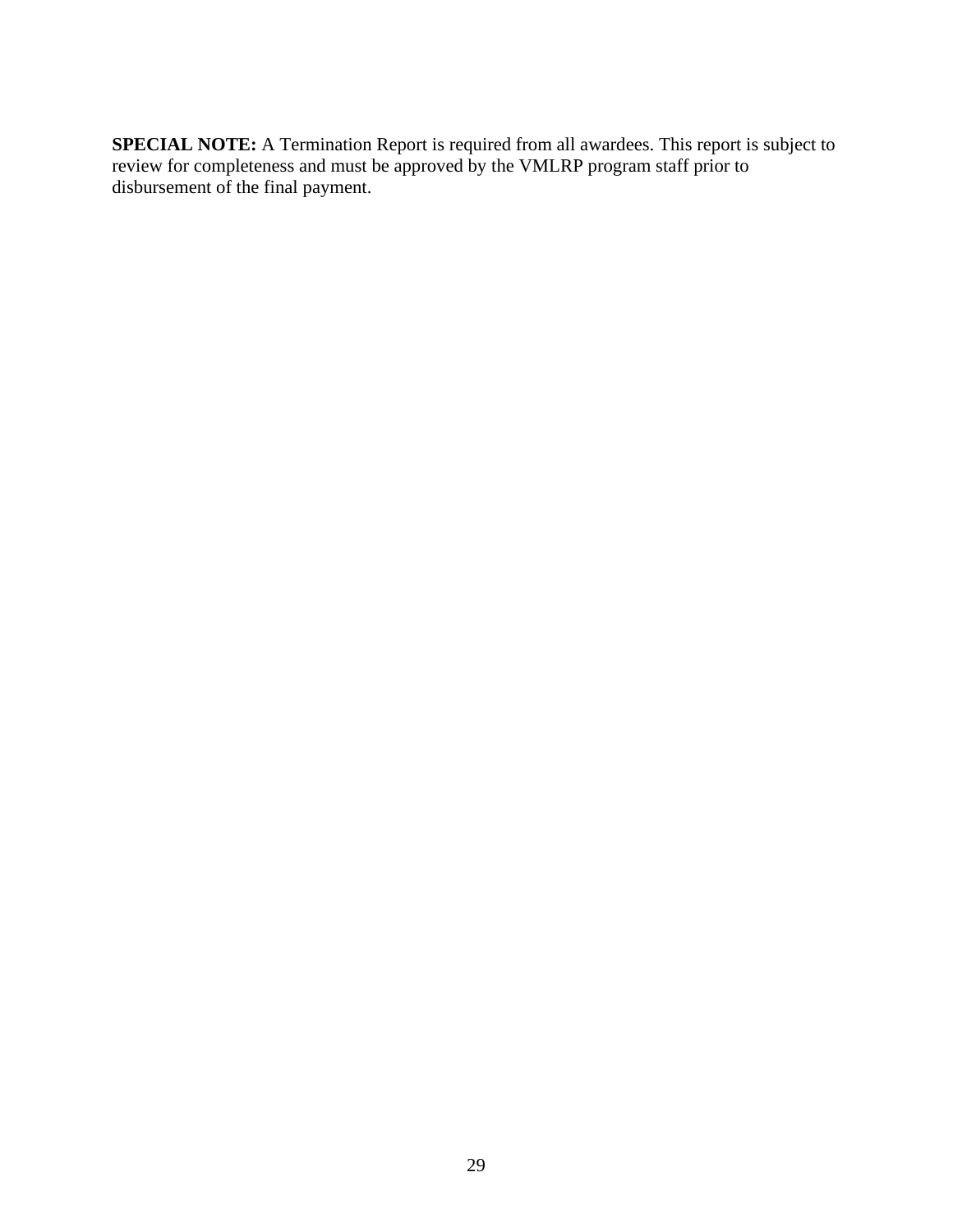**SPECIAL NOTE:** A Termination Report is required from all awardees. This report is subject to review for completeness and must be approved by the VMLRP program staff prior to disbursement of the final payment.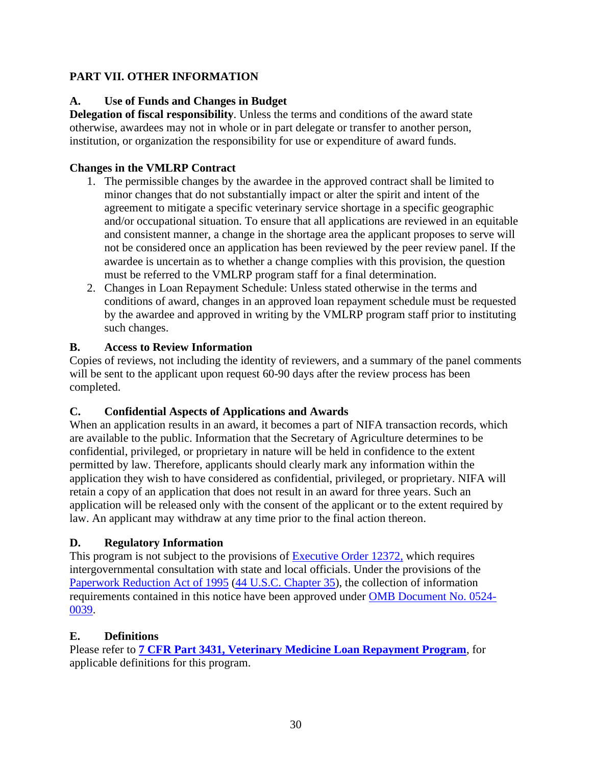## PART VII. OTHER INFORMATION

### A. Use of Funds and Changes in Budget

**Delegation of fiscal responsibility**. Unless the terms and conditions of the award state otherwise, awardees may not in whole or in part delegate or transfer to another person, institution, or organization the responsibility for use or expenditure of award funds.

**Changes in the VMLRP Contract**

1. The permissible changes by the awardee in the approved contract shall be limited to minor changes that do not substantially impact or alter the spirit and intent of the agreement to mitigate a specific veterinary service shortage in a specific geographic and/or occupational situation. To ensure that all applications are reviewed in an equitable and consistent manner, a change in the shortage area the applicant proposes to serve will not be considered once an application has been reviewed by the peer review panel. If the awardee is uncertain as to whether a change complies with this provision, the question must be referred to the VMLRP program staff for a final determination.
2. Changes in Loan Repayment Schedule: Unless stated otherwise in the terms and conditions of award, changes in an approved loan repayment schedule must be requested by the awardee and approved in writing by the VMLRP program staff prior to instituting such changes.

### B. Access to Review Information

Copies of reviews, not including the identity of reviewers, and a summary of the panel comments will be sent to the applicant upon request 60-90 days after the review process has been completed.

### C. Confidential Aspects of Applications and Awards

When an application results in an award, it becomes a part of NIFA transaction records, which are available to the public. Information that the Secretary of Agriculture determines to be confidential, privileged, or proprietary in nature will be held in confidence to the extent permitted by law. Therefore, applicants should clearly mark any information within the application they wish to have considered as confidential, privileged, or proprietary. NIFA will retain a copy of an application that does not result in an award for three years. Such an application will be released only with the consent of the applicant or to the extent required by law. An applicant may withdraw at any time prior to the final action thereon.

### D. Regulatory Information

This program is not subject to the provisions of Executive Order 12372, which requires intergovernmental consultation with state and local officials. Under the provisions of the Paperwork Reduction Act of 1995 (44 U.S.C. Chapter 35), the collection of information requirements contained in this notice have been approved under OMB Document No. 0524-0039.

### E. Definitions

Please refer to **7 CFR Part 3431, Veterinary Medicine Loan Repayment Program**, for applicable definitions for this program.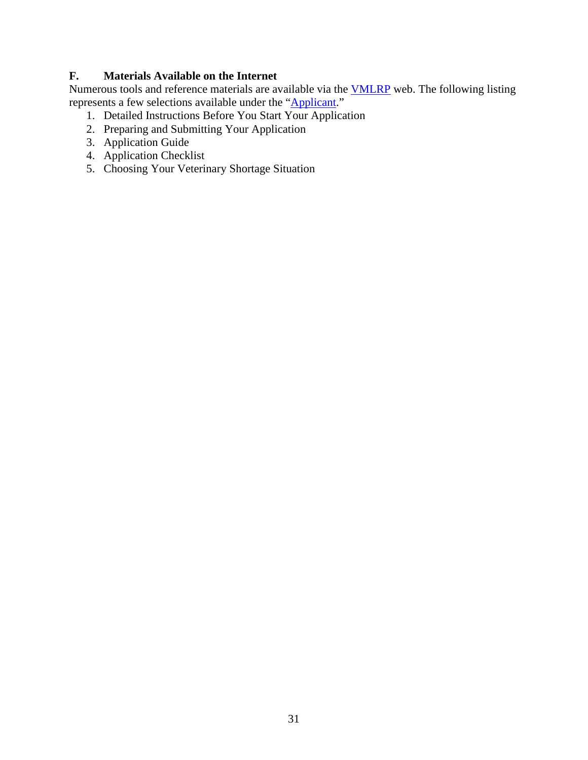### F. Materials Available on the Internet

Numerous tools and reference materials are available via the VMLRP web. The following listing represents a few selections available under the "Applicant."

1. Detailed Instructions Before You Start Your Application
2. Preparing and Submitting Your Application
3. Application Guide
4. Application Checklist
5. Choosing Your Veterinary Shortage Situation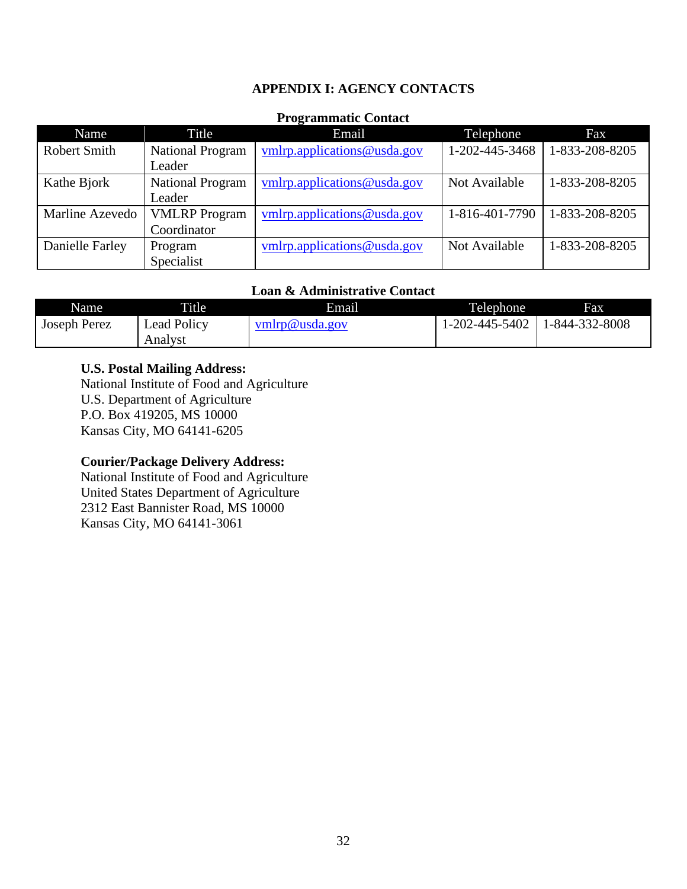# APPENDIX I: AGENCY CONTACTS

**Programmatic Contact**

| Name | Title | Email | Telephone | Fax |
|---|---|---|---|---|
| Robert Smith | National Program Leader | vmlrp.applications@usda.gov | 1-202-445-3468 | 1-833-208-8205 |
| Kathe Bjork | National Program Leader | vmlrp.applications@usda.gov | Not Available | 1-833-208-8205 |
| Marline Azevedo | VMLRP Program Coordinator | vmlrp.applications@usda.gov | 1-816-401-7790 | 1-833-208-8205 |
| Danielle Farley | Program Specialist | vmlrp.applications@usda.gov | Not Available | 1-833-208-8205 |

**Loan & Administrative Contact**

| Name | Title | Email | Telephone | Fax |
|---|---|---|---|---|
| Joseph Perez | Lead Policy Analyst | vmlrp@usda.gov | 1-202-445-5402 | 1-844-332-8008 |

**U.S. Postal Mailing Address:**
National Institute of Food and Agriculture
U.S. Department of Agriculture
P.O. Box 419205, MS 10000
Kansas City, MO 64141-6205

**Courier/Package Delivery Address:**
National Institute of Food and Agriculture
United States Department of Agriculture
2312 East Bannister Road, MS 10000
Kansas City, MO 64141-3061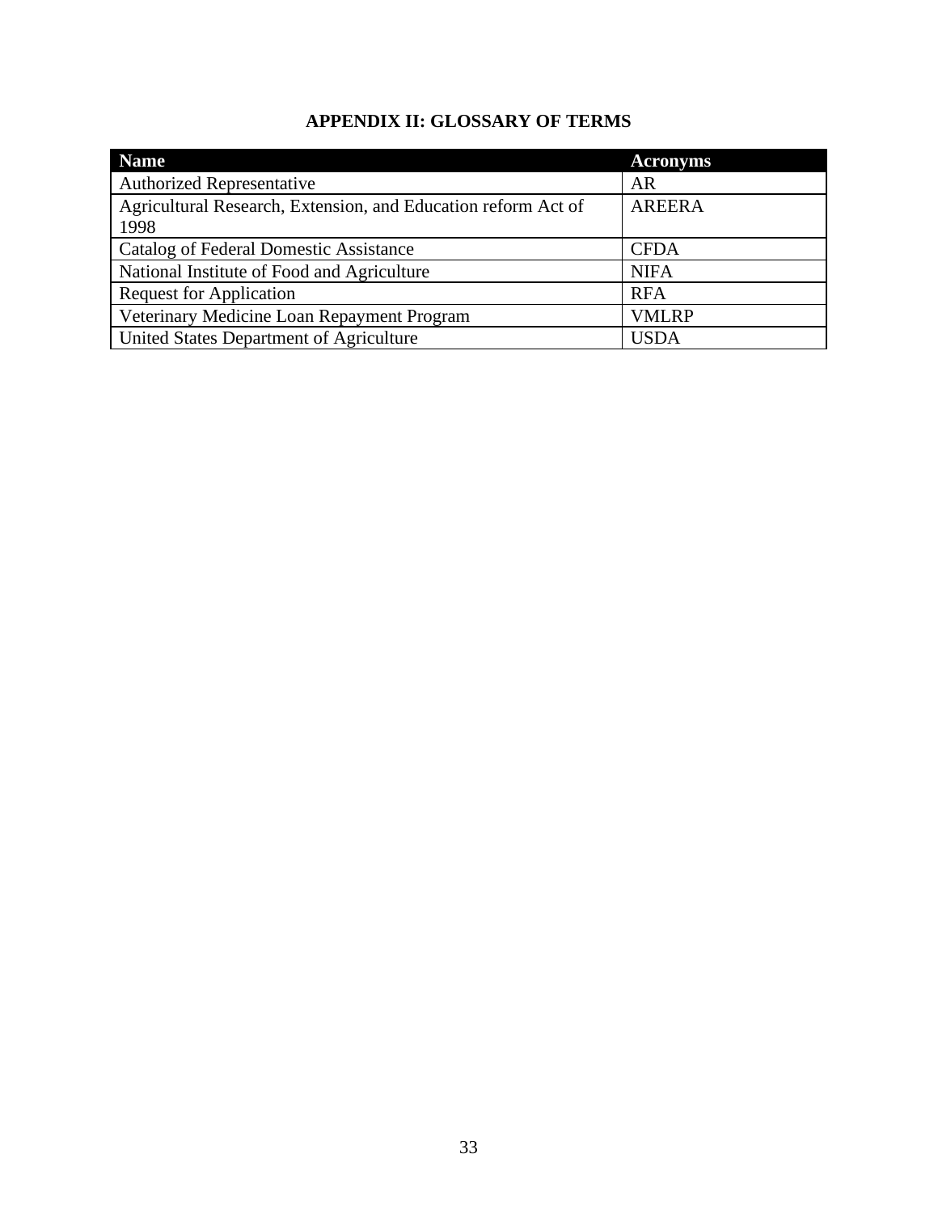# APPENDIX II: GLOSSARY OF TERMS

| Name | Acronyms |
| --- | --- |
| Authorized Representative | AR |
| Agricultural Research, Extension, and Education reform Act of 1998 | AREERA |
| Catalog of Federal Domestic Assistance | CFDA |
| National Institute of Food and Agriculture | NIFA |
| Request for Application | RFA |
| Veterinary Medicine Loan Repayment Program | VMLRP |
| United States Department of Agriculture | USDA |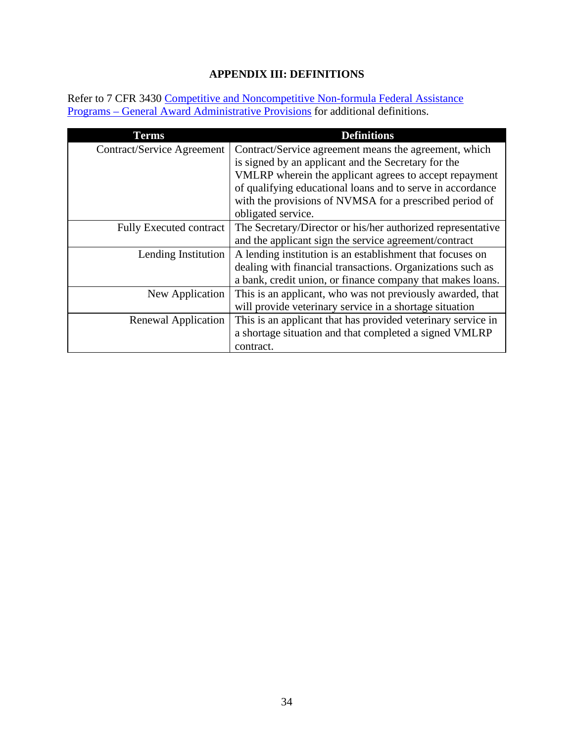## APPENDIX III: DEFINITIONS

Refer to 7 CFR 3430 Competitive and Noncompetitive Non-formula Federal Assistance Programs – General Award Administrative Provisions for additional definitions.

| Terms | Definitions |
|---|---|
| Contract/Service Agreement | Contract/Service agreement means the agreement, which is signed by an applicant and the Secretary for the VMLRP wherein the applicant agrees to accept repayment of qualifying educational loans and to serve in accordance with the provisions of NVMSA for a prescribed period of obligated service. |
| Fully Executed contract | The Secretary/Director or his/her authorized representative and the applicant sign the service agreement/contract |
| Lending Institution | A lending institution is an establishment that focuses on dealing with financial transactions. Organizations such as a bank, credit union, or finance company that makes loans. |
| New Application | This is an applicant, who was not previously awarded, that will provide veterinary service in a shortage situation |
| Renewal Application | This is an applicant that has provided veterinary service in a shortage situation and that completed a signed VMLRP contract. |